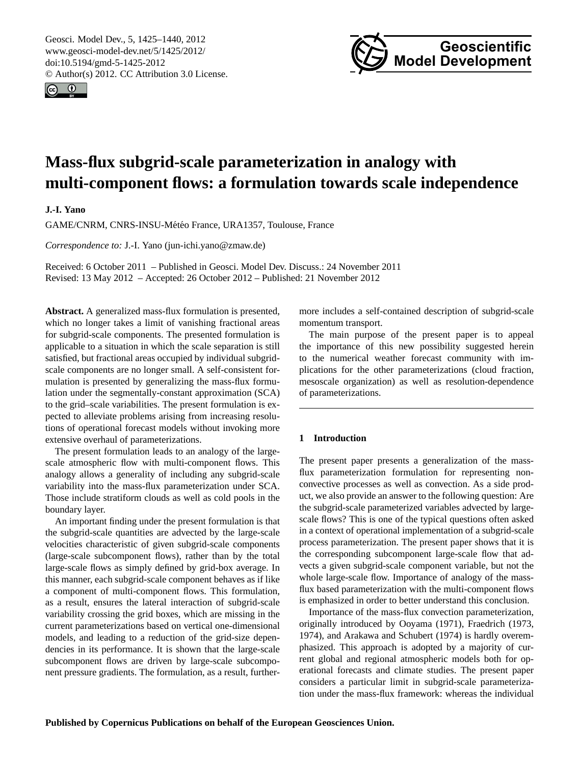# Mass-flux subgrid-scale parameterization in analogy with multi-component flows: a formulation towards scale independence

**J.-I. Yano**

GAME/CNRM, CNRS-INSU-Météo France, URA1357, Toulouse, France

*Correspondence to:* J.-I. Yano (jun-ichi.yano@zmaw.de)

Received: 6 October 2011 – Published in Geosci. Model Dev. Discuss.: 24 November 2011
Revised: 13 May 2012 – Accepted: 26 October 2012 – Published: 21 November 2012

**Abstract.** A generalized mass-flux formulation is presented, which no longer takes a limit of vanishing fractional areas for subgrid-scale components. The presented formulation is applicable to a situation in which the scale separation is still satisfied, but fractional areas occupied by individual subgrid-scale components are no longer small. A self-consistent formulation is presented by generalizing the mass-flux formulation under the segmentally-constant approximation (SCA) to the grid–scale variabilities. The present formulation is expected to alleviate problems arising from increasing resolutions of operational forecast models without invoking more extensive overhaul of parameterizations.

The present formulation leads to an analogy of the large-scale atmospheric flow with multi-component flows. This analogy allows a generality of including any subgrid-scale variability into the mass-flux parameterization under SCA. Those include stratiform clouds as well as cold pools in the boundary layer.

An important finding under the present formulation is that the subgrid-scale quantities are advected by the large-scale velocities characteristic of given subgrid-scale components (large-scale subcomponent flows), rather than by the total large-scale flows as simply defined by grid-box average. In this manner, each subgrid-scale component behaves as if like a component of multi-component flows. This formulation, as a result, ensures the lateral interaction of subgrid-scale variability crossing the grid boxes, which are missing in the current parameterizations based on vertical one-dimensional models, and leading to a reduction of the grid-size dependencies in its performance. It is shown that the large-scale subcomponent flows are driven by large-scale subcomponent pressure gradients. The formulation, as a result, furthermore includes a self-contained description of subgrid-scale momentum transport.

The main purpose of the present paper is to appeal the importance of this new possibility suggested herein to the numerical weather forecast community with implications for the other parameterizations (cloud fraction, mesoscale organization) as well as resolution-dependence of parameterizations.

## 1 Introduction

The present paper presents a generalization of the mass-flux parameterization formulation for representing non-convective processes as well as convection. As a side product, we also provide an answer to the following question: Are the subgrid-scale parameterized variables advected by large-scale flows? This is one of the typical questions often asked in a context of operational implementation of a subgrid-scale process parameterization. The present paper shows that it is the corresponding subcomponent large-scale flow that advects a given subgrid-scale component variable, but not the whole large-scale flow. Importance of analogy of the mass-flux based parameterization with the multi-component flows is emphasized in order to better understand this conclusion.

Importance of the mass-flux convection parameterization, originally introduced by Ooyama (1971), Fraedrich (1973, 1974), and Arakawa and Schubert (1974) is hardly overemphasized. This approach is adopted by a majority of current global and regional atmospheric models both for operational forecasts and climate studies. The present paper considers a particular limit in subgrid-scale parameterization under the mass-flux framework: whereas the individual

Published by Copernicus Publications on behalf of the European Geosciences Union.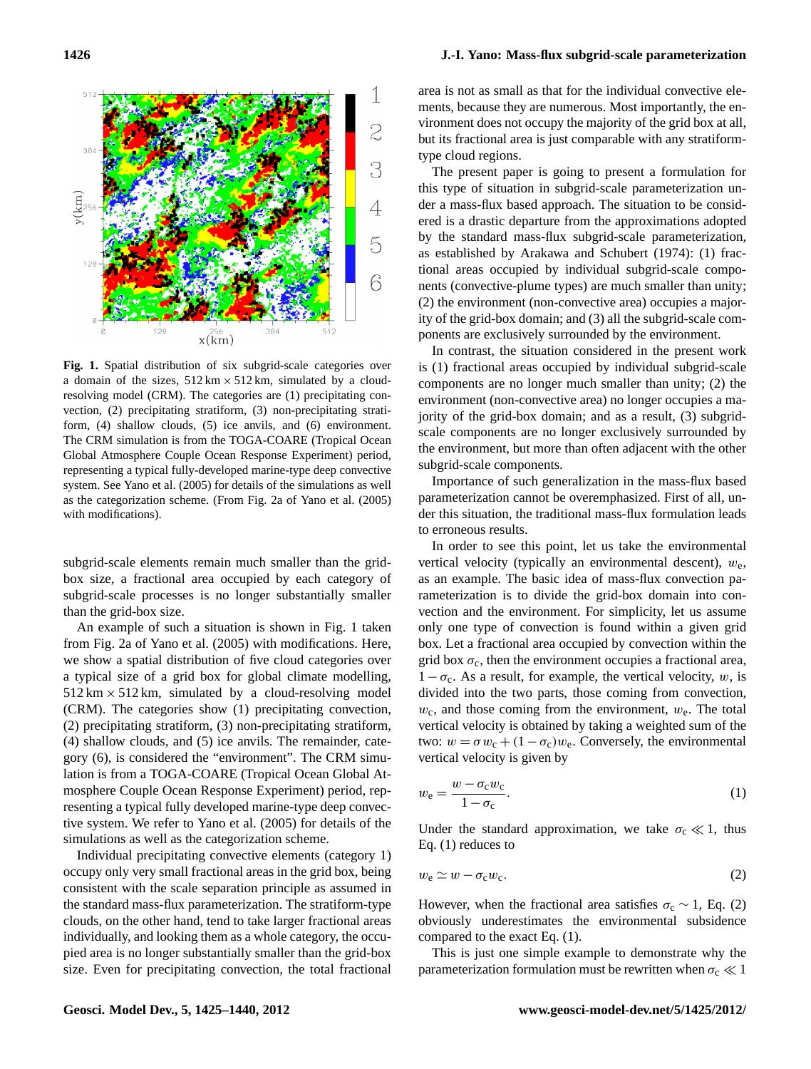**Fig. 1.** Spatial distribution of six subgrid-scale categories over a domain of the sizes, $512\,\mathrm{km} \times 512\,\mathrm{km}$, simulated by a cloud-resolving model (CRM). The categories are (1) precipitating convection, (2) precipitating stratiform, (3) non-precipitating stratiform, (4) shallow clouds, (5) ice anvils, and (6) environment. The CRM simulation is from the TOGA-COARE (Tropical Ocean Global Atmosphere Couple Ocean Response Experiment) period, representing a typical fully-developed marine-type deep convective system. See Yano et al. (2005) for details of the simulations as well as the categorization scheme. (From Fig. 2a of Yano et al. (2005) with modifications).

subgrid-scale elements remain much smaller than the grid-box size, a fractional area occupied by each category of subgrid-scale processes is no longer substantially smaller than the grid-box size.

An example of such a situation is shown in Fig. 1 taken from Fig. 2a of Yano et al. (2005) with modifications. Here, we show a spatial distribution of five cloud categories over a typical size of a grid box for global climate modelling, $512\,\mathrm{km} \times 512\,\mathrm{km}$, simulated by a cloud-resolving model (CRM). The categories show (1) precipitating convection, (2) precipitating stratiform, (3) non-precipitating stratiform, (4) shallow clouds, and (5) ice anvils. The remainder, category (6), is considered the "environment". The CRM simulation is from a TOGA-COARE (Tropical Ocean Global Atmosphere Couple Ocean Response Experiment) period, representing a typical fully developed marine-type deep convective system. We refer to Yano et al. (2005) for details of the simulations as well as the categorization scheme.

Individual precipitating convective elements (category 1) occupy only very small fractional areas in the grid box, being consistent with the scale separation principle as assumed in the standard mass-flux parameterization. The stratiform-type clouds, on the other hand, tend to take larger fractional areas individually, and looking them as a whole category, the occupied area is no longer substantially smaller than the grid-box size. Even for precipitating convection, the total fractional area is not as small as that for the individual convective elements, because they are numerous. Most importantly, the environment does not occupy the majority of the grid box at all, but its fractional area is just comparable with any stratiform-type cloud regions.

The present paper is going to present a formulation for this type of situation in subgrid-scale parameterization under a mass-flux based approach. The situation to be considered is a drastic departure from the approximations adopted by the standard mass-flux subgrid-scale parameterization, as established by Arakawa and Schubert (1974): (1) fractional areas occupied by individual subgrid-scale components (convective-plume types) are much smaller than unity; (2) the environment (non-convective area) occupies a majority of the grid-box domain; and (3) all the subgrid-scale components are exclusively surrounded by the environment.

In contrast, the situation considered in the present work is (1) fractional areas occupied by individual subgrid-scale components are no longer much smaller than unity; (2) the environment (non-convective area) no longer occupies a majority of the grid-box domain; and as a result, (3) subgrid-scale components are no longer exclusively surrounded by the environment, but more than often adjacent with the other subgrid-scale components.

Importance of such generalization in the mass-flux based parameterization cannot be overemphasized. First of all, under this situation, the traditional mass-flux formulation leads to erroneous results.

In order to see this point, let us take the environmental vertical velocity (typically an environmental descent), $w_\mathrm{e}$, as an example. The basic idea of mass-flux convection parameterization is to divide the grid-box domain into convection and the environment. For simplicity, let us assume only one type of convection is found within a given grid box. Let a fractional area occupied by convection within the grid box $\sigma_\mathrm{c}$, then the environment occupies a fractional area, $1-\sigma_\mathrm{c}$. As a result, for example, the vertical velocity, $w$, is divided into the two parts, those coming from convection, $w_\mathrm{c}$, and those coming from the environment, $w_\mathrm{e}$. The total vertical velocity is obtained by taking a weighted sum of the two: $w = \sigma w_\mathrm{c} + (1-\sigma_\mathrm{c})w_\mathrm{e}$. Conversely, the environmental vertical velocity is given by

$$w_\mathrm{e} = \frac{w - \sigma_\mathrm{c} w_\mathrm{c}}{1-\sigma_\mathrm{c}}. \tag{1}$$

Under the standard approximation, we take $\sigma_\mathrm{c} \ll 1$, thus Eq. (1) reduces to

$$w_\mathrm{e} \simeq w - \sigma_\mathrm{c} w_\mathrm{c}. \tag{2}$$

However, when the fractional area satisfies $\sigma_\mathrm{c} \sim 1$, Eq. (2) obviously underestimates the environmental subsidence compared to the exact Eq. (1).

This is just one simple example to demonstrate why the parameterization formulation must be rewritten when $\sigma_\mathrm{c} \ll 1$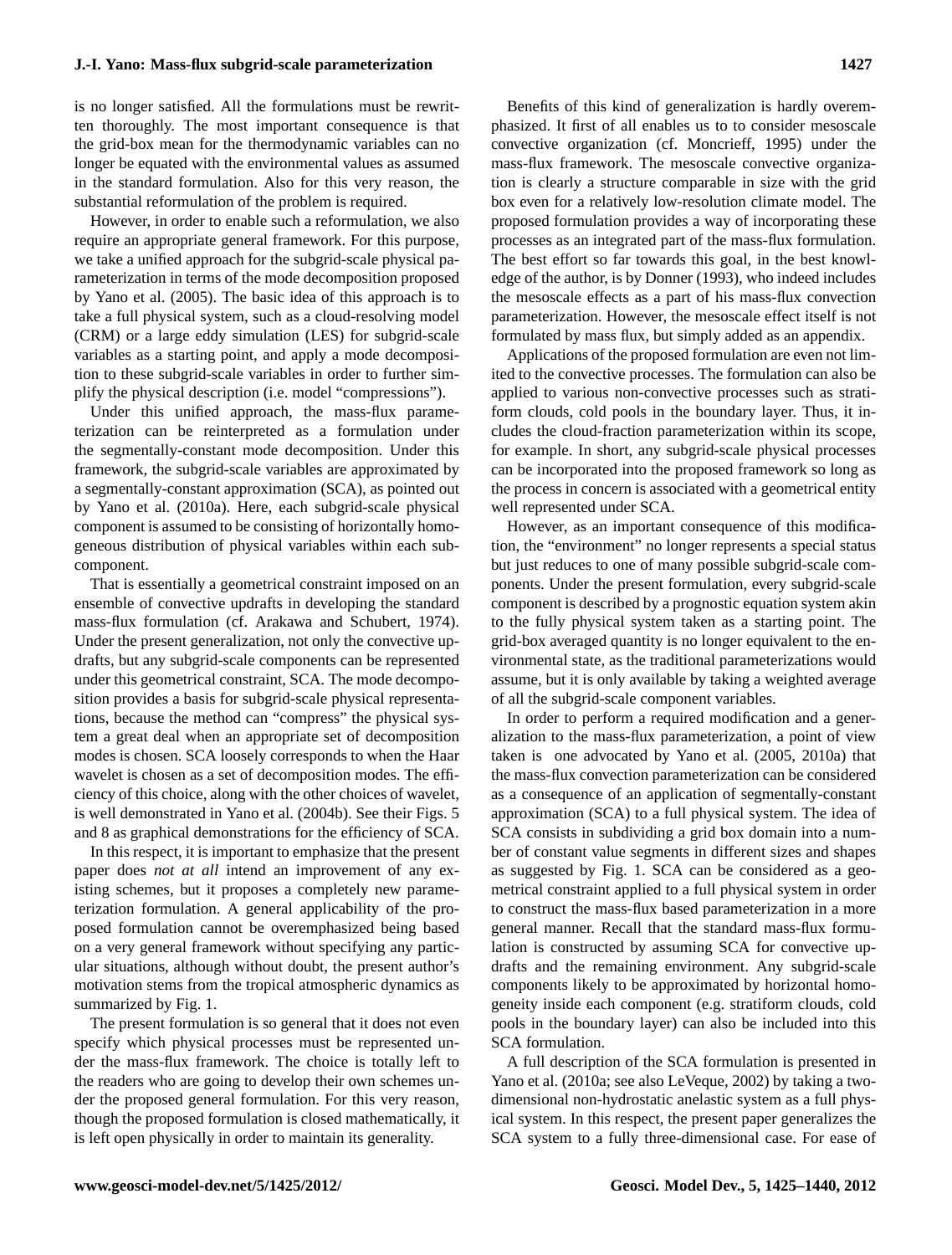is no longer satisfied. All the formulations must be rewritten thoroughly. The most important consequence is that the grid-box mean for the thermodynamic variables can no longer be equated with the environmental values as assumed in the standard formulation. Also for this very reason, the substantial reformulation of the problem is required.

However, in order to enable such a reformulation, we also require an appropriate general framework. For this purpose, we take a unified approach for the subgrid-scale physical parameterization in terms of the mode decomposition proposed by Yano et al. (2005). The basic idea of this approach is to take a full physical system, such as a cloud-resolving model (CRM) or a large eddy simulation (LES) for subgrid-scale variables as a starting point, and apply a mode decomposition to these subgrid-scale variables in order to further simplify the physical description (i.e. model "compressions").

Under this unified approach, the mass-flux parameterization can be reinterpreted as a formulation under the segmentally-constant mode decomposition. Under this framework, the subgrid-scale variables are approximated by a segmentally-constant approximation (SCA), as pointed out by Yano et al. (2010a). Here, each subgrid-scale physical component is assumed to be consisting of horizontally homogeneous distribution of physical variables within each subcomponent.

That is essentially a geometrical constraint imposed on an ensemble of convective updrafts in developing the standard mass-flux formulation (cf. Arakawa and Schubert, 1974). Under the present generalization, not only the convective updrafts, but any subgrid-scale components can be represented under this geometrical constraint, SCA. The mode decomposition provides a basis for subgrid-scale physical representations, because the method can "compress" the physical system a great deal when an appropriate set of decomposition modes is chosen. SCA loosely corresponds to when the Haar wavelet is chosen as a set of decomposition modes. The efficiency of this choice, along with the other choices of wavelet, is well demonstrated in Yano et al. (2004b). See their Figs. 5 and 8 as graphical demonstrations for the efficiency of SCA.

In this respect, it is important to emphasize that the present paper does *not at all* intend an improvement of any existing schemes, but it proposes a completely new parameterization formulation. A general applicability of the proposed formulation cannot be overemphasized being based on a very general framework without specifying any particular situations, although without doubt, the present author's motivation stems from the tropical atmospheric dynamics as summarized by Fig. 1.

The present formulation is so general that it does not even specify which physical processes must be represented under the mass-flux framework. The choice is totally left to the readers who are going to develop their own schemes under the proposed general formulation. For this very reason, though the proposed formulation is closed mathematically, it is left open physically in order to maintain its generality.

Benefits of this kind of generalization is hardly overemphasized. It first of all enables us to to consider mesoscale convective organization (cf. Moncrieff, 1995) under the mass-flux framework. The mesoscale convective organization is clearly a structure comparable in size with the grid box even for a relatively low-resolution climate model. The proposed formulation provides a way of incorporating these processes as an integrated part of the mass-flux formulation. The best effort so far towards this goal, in the best knowledge of the author, is by Donner (1993), who indeed includes the mesoscale effects as a part of his mass-flux convection parameterization. However, the mesoscale effect itself is not formulated by mass flux, but simply added as an appendix.

Applications of the proposed formulation are even not limited to the convective processes. The formulation can also be applied to various non-convective processes such as stratiform clouds, cold pools in the boundary layer. Thus, it includes the cloud-fraction parameterization within its scope, for example. In short, any subgrid-scale physical processes can be incorporated into the proposed framework so long as the process in concern is associated with a geometrical entity well represented under SCA.

However, as an important consequence of this modification, the "environment" no longer represents a special status but just reduces to one of many possible subgrid-scale components. Under the present formulation, every subgrid-scale component is described by a prognostic equation system akin to the fully physical system taken as a starting point. The grid-box averaged quantity is no longer equivalent to the environmental state, as the traditional parameterizations would assume, but it is only available by taking a weighted average of all the subgrid-scale component variables.

In order to perform a required modification and a generalization to the mass-flux parameterization, a point of view taken is one advocated by Yano et al. (2005, 2010a) that the mass-flux convection parameterization can be considered as a consequence of an application of segmentally-constant approximation (SCA) to a full physical system. The idea of SCA consists in subdividing a grid box domain into a number of constant value segments in different sizes and shapes as suggested by Fig. 1. SCA can be considered as a geometrical constraint applied to a full physical system in order to construct the mass-flux based parameterization in a more general manner. Recall that the standard mass-flux formulation is constructed by assuming SCA for convective updrafts and the remaining environment. Any subgrid-scale components likely to be approximated by horizontal homogeneity inside each component (e.g. stratiform clouds, cold pools in the boundary layer) can also be included into this SCA formulation.

A full description of the SCA formulation is presented in Yano et al. (2010a; see also LeVeque, 2002) by taking a two-dimensional non-hydrostatic anelastic system as a full physical system. In this respect, the present paper generalizes the SCA system to a fully three-dimensional case. For ease of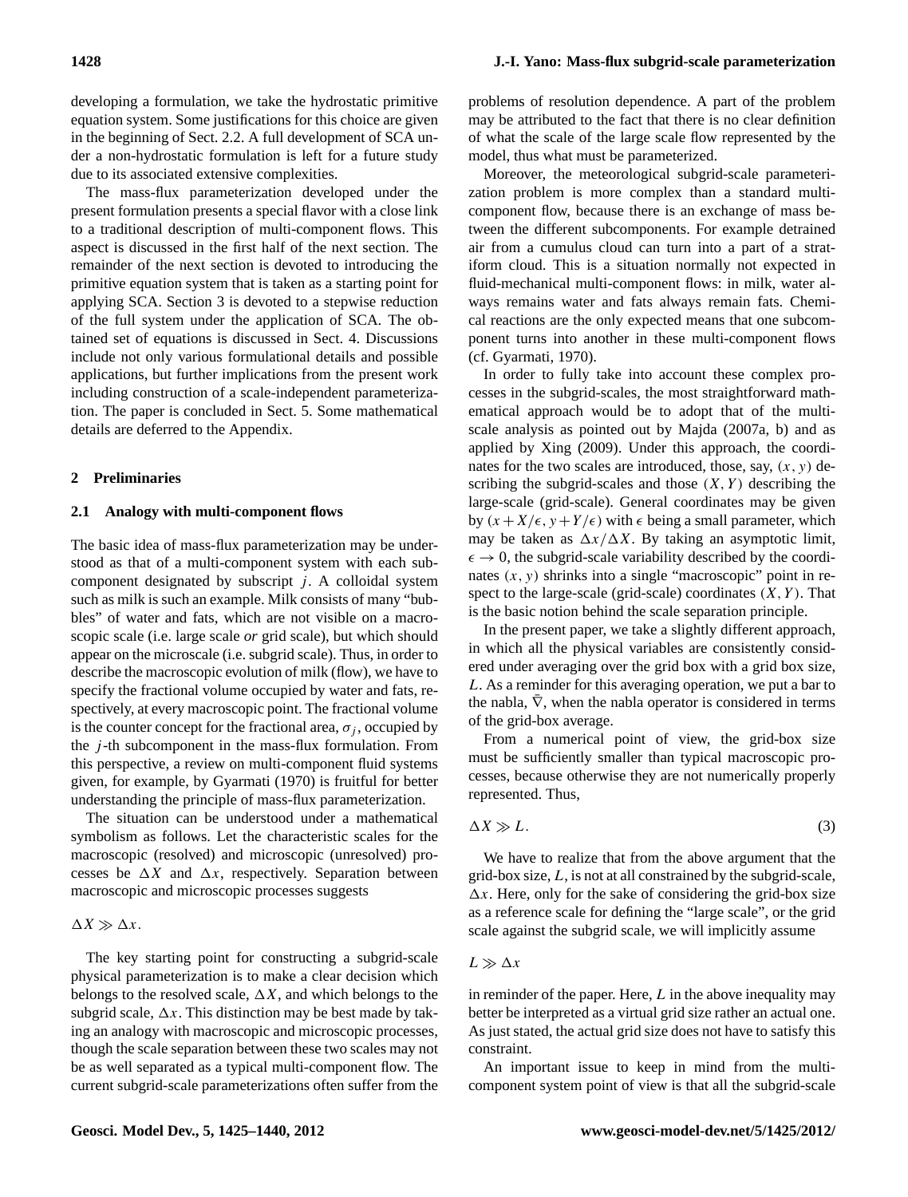developing a formulation, we take the hydrostatic primitive equation system. Some justifications for this choice are given in the beginning of Sect. 2.2. A full development of SCA under a non-hydrostatic formulation is left for a future study due to its associated extensive complexities.

The mass-flux parameterization developed under the present formulation presents a special flavor with a close link to a traditional description of multi-component flows. This aspect is discussed in the first half of the next section. The remainder of the next section is devoted to introducing the primitive equation system that is taken as a starting point for applying SCA. Section 3 is devoted to a stepwise reduction of the full system under the application of SCA. The obtained set of equations is discussed in Sect. 4. Discussions include not only various formulational details and possible applications, but further implications from the present work including construction of a scale-independent parameterization. The paper is concluded in Sect. 5. Some mathematical details are deferred to the Appendix.

## 2 Preliminaries

### 2.1 Analogy with multi-component flows

The basic idea of mass-flux parameterization may be understood as that of a multi-component system with each subcomponent designated by subscript $j$. A colloidal system such as milk is such an example. Milk consists of many "bubbles" of water and fats, which are not visible on a macroscopic scale (i.e. large scale *or* grid scale), but which should appear on the microscale (i.e. subgrid scale). Thus, in order to describe the macroscopic evolution of milk (flow), we have to specify the fractional volume occupied by water and fats, respectively, at every macroscopic point. The fractional volume is the counter concept for the fractional area, $\sigma_j$, occupied by the $j$-th subcomponent in the mass-flux formulation. From this perspective, a review on multi-component fluid systems given, for example, by Gyarmati (1970) is fruitful for better understanding the principle of mass-flux parameterization.

The situation can be understood under a mathematical symbolism as follows. Let the characteristic scales for the macroscopic (resolved) and microscopic (unresolved) processes be $\Delta X$ and $\Delta x$, respectively. Separation between macroscopic and microscopic processes suggests

$$\Delta X \gg \Delta x.$$

The key starting point for constructing a subgrid-scale physical parameterization is to make a clear decision which belongs to the resolved scale, $\Delta X$, and which belongs to the subgrid scale, $\Delta x$. This distinction may be best made by taking an analogy with macroscopic and microscopic processes, though the scale separation between these two scales may not be as well separated as a typical multi-component flow. The current subgrid-scale parameterizations often suffer from the problems of resolution dependence. A part of the problem may be attributed to the fact that there is no clear definition of what the scale of the large scale flow represented by the model, thus what must be parameterized.

Moreover, the meteorological subgrid-scale parameterization problem is more complex than a standard multi-component flow, because there is an exchange of mass between the different subcomponents. For example detrained air from a cumulus cloud can turn into a part of a stratiform cloud. This is a situation normally not expected in fluid-mechanical multi-component flows: in milk, water always remains water and fats always remain fats. Chemical reactions are the only expected means that one subcomponent turns into another in these multi-component flows (cf. Gyarmati, 1970).

In order to fully take into account these complex processes in the subgrid-scales, the most straightforward mathematical approach would be to adopt that of the multi-scale analysis as pointed out by Majda (2007a, b) and as applied by Xing (2009). Under this approach, the coordinates for the two scales are introduced, those, say, $(x, y)$ describing the subgrid-scales and those $(X, Y)$ describing the large-scale (grid-scale). General coordinates may be given by $(x + X/\epsilon, y + Y/\epsilon)$ with $\epsilon$ being a small parameter, which may be taken as $\Delta x/\Delta X$. By taking an asymptotic limit, $\epsilon \to 0$, the subgrid-scale variability described by the coordinates $(x, y)$ shrinks into a single "macroscopic" point in respect to the large-scale (grid-scale) coordinates $(X, Y)$. That is the basic notion behind the scale separation principle.

In the present paper, we take a slightly different approach, in which all the physical variables are consistently considered under averaging over the grid box with a grid box size, $L$. As a reminder for this averaging operation, we put a bar to the nabla, $\bar{\nabla}$, when the nabla operator is considered in terms of the grid-box average.

From a numerical point of view, the grid-box size must be sufficiently smaller than typical macroscopic processes, because otherwise they are not numerically properly represented. Thus,

$$\Delta X \gg L. \tag{3}$$

We have to realize that from the above argument that the grid-box size, $L$, is not at all constrained by the subgrid-scale, $\Delta x$. Here, only for the sake of considering the grid-box size as a reference scale for defining the "large scale", or the grid scale against the subgrid scale, we will implicitly assume

$$L \gg \Delta x$$

in reminder of the paper. Here, $L$ in the above inequality may better be interpreted as a virtual grid size rather an actual one. As just stated, the actual grid size does not have to satisfy this constraint.

An important issue to keep in mind from the multi-component system point of view is that all the subgrid-scale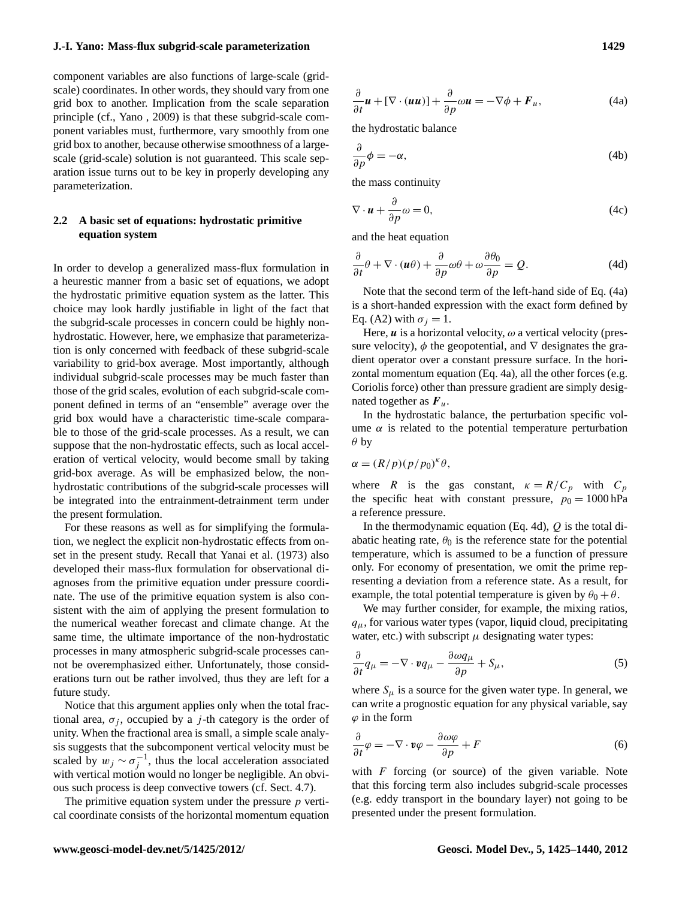component variables are also functions of large-scale (grid-scale) coordinates. In other words, they should vary from one grid box to another. Implication from the scale separation principle (cf., Yano , 2009) is that these subgrid-scale component variables must, furthermore, vary smoothly from one grid box to another, because otherwise smoothness of a large-scale (grid-scale) solution is not guaranteed. This scale separation issue turns out to be key in properly developing any parameterization.

### 2.2 A basic set of equations: hydrostatic primitive equation system

In order to develop a generalized mass-flux formulation in a heurestic manner from a basic set of equations, we adopt the hydrostatic primitive equation system as the latter. This choice may look hardly justifiable in light of the fact that the subgrid-scale processes in concern could be highly non-hydrostatic. However, here, we emphasize that parameterization is only concerned with feedback of these subgrid-scale variability to grid-box average. Most importantly, although individual subgrid-scale processes may be much faster than those of the grid scales, evolution of each subgrid-scale component defined in terms of an "ensemble" average over the grid box would have a characteristic time-scale comparable to those of the grid-scale processes. As a result, we can suppose that the non-hydrostatic effects, such as local acceleration of vertical velocity, would become small by taking grid-box average. As will be emphasized below, the non-hydrostatic contributions of the subgrid-scale processes will be integrated into the entrainment-detrainment term under the present formulation.

For these reasons as well as for simplifying the formulation, we neglect the explicit non-hydrostatic effects from onset in the present study. Recall that Yanai et al. (1973) also developed their mass-flux formulation for observational diagnoses from the primitive equation under pressure coordinate. The use of the primitive equation system is also consistent with the aim of applying the present formulation to the numerical weather forecast and climate change. At the same time, the ultimate importance of the non-hydrostatic processes in many atmospheric subgrid-scale processes cannot be overemphasized either. Unfortunately, those considerations turn out be rather involved, thus they are left for a future study.

Notice that this argument applies only when the total fractional area, $\sigma_j$, occupied by a $j$-th category is the order of unity. When the fractional area is small, a simple scale analysis suggests that the subcomponent vertical velocity must be scaled by $w_j \sim \sigma_j^{-1}$, thus the local acceleration associated with vertical motion would no longer be negligible. An obvious such process is deep convective towers (cf. Sect. 4.7).

The primitive equation system under the pressure $p$ vertical coordinate consists of the horizontal momentum equation

$$\frac{\partial}{\partial t}\boldsymbol{u} + [\nabla \cdot (\boldsymbol{u}\boldsymbol{u})] + \frac{\partial}{\partial p}\omega\boldsymbol{u} = -\nabla\phi + \boldsymbol{F}_u, \tag{4a}$$

the hydrostatic balance

$$\frac{\partial}{\partial p}\phi = -\alpha, \tag{4b}$$

the mass continuity

$$\nabla \cdot \boldsymbol{u} + \frac{\partial}{\partial p}\omega = 0, \tag{4c}$$

and the heat equation

$$\frac{\partial}{\partial t}\theta + \nabla \cdot (\boldsymbol{u}\theta) + \frac{\partial}{\partial p}\omega\theta + \omega\frac{\partial\theta_0}{\partial p} = Q. \tag{4d}$$

Note that the second term of the left-hand side of Eq. (4a) is a short-handed expression with the exact form defined by Eq. (A2) with $\sigma_j = 1$.

Here, $\boldsymbol{u}$ is a horizontal velocity, $\omega$ a vertical velocity (pressure velocity), $\phi$ the geopotential, and $\nabla$ designates the gradient operator over a constant pressure surface. In the horizontal momentum equation (Eq. 4a), all the other forces (e.g. Coriolis force) other than pressure gradient are simply designated together as $\boldsymbol{F}_u$.

In the hydrostatic balance, the perturbation specific volume $\alpha$ is related to the potential temperature perturbation $\theta$ by

$$\alpha = (R/p)(p/p_0)^\kappa\theta,$$

where $R$ is the gas constant, $\kappa = R/C_p$ with $C_p$ the specific heat with constant pressure, $p_0 = 1000\,\text{hPa}$ a reference pressure.

In the thermodynamic equation (Eq. 4d), $Q$ is the total diabatic heating rate, $\theta_0$ is the reference state for the potential temperature, which is assumed to be a function of pressure only. For economy of presentation, we omit the prime representing a deviation from a reference state. As a result, for example, the total potential temperature is given by $\theta_0 + \theta$.

We may further consider, for example, the mixing ratios, $q_\mu$, for various water types (vapor, liquid cloud, precipitating water, etc.) with subscript $\mu$ designating water types:

$$\frac{\partial}{\partial t}q_\mu = -\nabla \cdot \boldsymbol{v}q_\mu - \frac{\partial\omega q_\mu}{\partial p} + S_\mu, \tag{5}$$

where $S_\mu$ is a source for the given water type. In general, we can write a prognostic equation for any physical variable, say $\varphi$ in the form

$$\frac{\partial}{\partial t}\varphi = -\nabla \cdot \boldsymbol{v}\varphi - \frac{\partial\omega\varphi}{\partial p} + F \tag{6}$$

with $F$ forcing (or source) of the given variable. Note that this forcing term also includes subgrid-scale processes (e.g. eddy transport in the boundary layer) not going to be presented under the present formulation.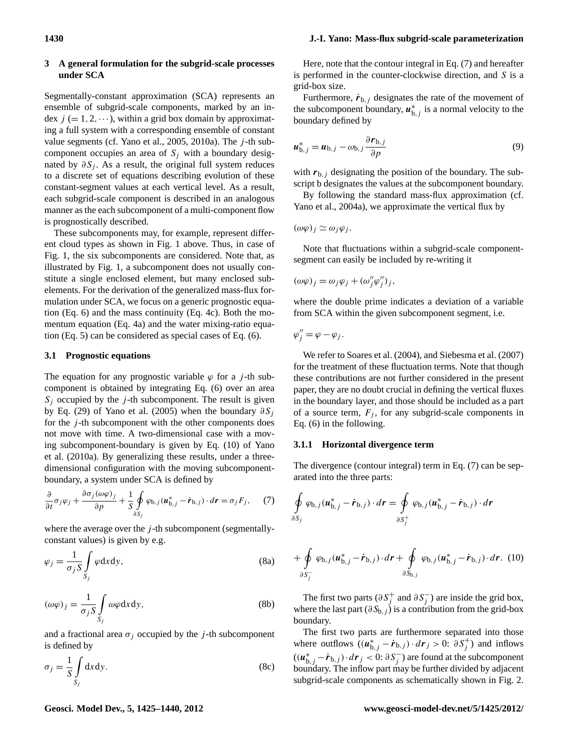## 3 A general formulation for the subgrid-scale processes under SCA

Segmentally-constant approximation (SCA) represents an ensemble of subgrid-scale components, marked by an index $j\ (=1,2,\cdots)$, within a grid box domain by approximating a full system with a corresponding ensemble of constant value segments (cf. Yano et al., 2005, 2010a). The $j$-th subcomponent occupies an area of $S_j$ with a boundary designated by $\partial S_j$. As a result, the original full system reduces to a discrete set of equations describing evolution of these constant-segment values at each vertical level. As a result, each subgrid-scale component is described in an analogous manner as the each subcomponent of a multi-component flow is prognostically described.

These subcomponents may, for example, represent different cloud types as shown in Fig. 1 above. Thus, in case of Fig. 1, the six subcomponents are considered. Note that, as illustrated by Fig. 1, a subcomponent does not usually constitute a single enclosed element, but many enclosed subelements. For the derivation of the generalized mass-flux formulation under SCA, we focus on a generic prognostic equation (Eq. 6) and the mass continuity (Eq. 4c). Both the momentum equation (Eq. 4a) and the water mixing-ratio equation (Eq. 5) can be considered as special cases of Eq. (6).

### 3.1 Prognostic equations

The equation for any prognostic variable $\varphi$ for a $j$-th subcomponent is obtained by integrating Eq. (6) over an area $S_j$ occupied by the $j$-th subcomponent. The result is given by Eq. (29) of Yano et al. (2005) when the boundary $\partial S_j$ for the $j$-th subcomponent with the other components does not move with time. A two-dimensional case with a moving subcomponent-boundary is given by Eq. (10) of Yano et al. (2010a). By generalizing these results, under a three-dimensional configuration with the moving subcomponent-boundary, a system under SCA is defined by

$$\frac{\partial}{\partial t}\sigma_j\varphi_j+\frac{\partial\sigma_j(\omega\varphi)_j}{\partial p}+\frac{1}{S}\oint_{\partial S_j}\varphi_{\mathrm{b},j}(\boldsymbol{u}^*_{\mathrm{b},j}-\dot{\boldsymbol{r}}_{\mathrm{b},j})\cdot d\boldsymbol{r}=\sigma_jF_j, \tag{7}$$

where the average over the $j$-th subcomponent (segmentally-constant values) is given by e.g.

$$\varphi_j=\frac{1}{\sigma_jS}\int_{S_j}\varphi\,\mathrm{d}x\mathrm{d}y, \tag{8a}$$

$$(\omega\varphi)_j=\frac{1}{\sigma_jS}\int_{S_j}\omega\varphi\,\mathrm{d}x\mathrm{d}y, \tag{8b}$$

and a fractional area $\sigma_j$ occupied by the $j$-th subcomponent is defined by

$$\sigma_j=\frac{1}{S}\int_{S_j}\mathrm{d}x\mathrm{d}y. \tag{8c}$$

Here, note that the contour integral in Eq. (7) and hereafter is performed in the counter-clockwise direction, and $S$ is a grid-box size.

Furthermore, $\dot{\boldsymbol{r}}_{\mathrm{b},j}$ designates the rate of the movement of the subcomponent boundary, $\boldsymbol{u}^*_{\mathrm{b},j}$ is a normal velocity to the boundary defined by

$$\boldsymbol{u}^*_{\mathrm{b},j}=\boldsymbol{u}_{\mathrm{b},j}-\omega_{\mathrm{b},j}\frac{\partial\boldsymbol{r}_{\mathrm{b},j}}{\partial p} \tag{9}$$

with $\boldsymbol{r}_{\mathrm{b},j}$ designating the position of the boundary. The subscript b designates the values at the subcomponent boundary.

By following the standard mass-flux approximation (cf. Yano et al., 2004a), we approximate the vertical flux by

$$(\omega\varphi)_j\simeq\omega_j\varphi_j.$$

Note that fluctuations within a subgrid-scale component-segment can easily be included by re-writing it

$$(\omega\varphi)_j=\omega_j\varphi_j+(\omega''_j\varphi''_j)_j,$$

where the double prime indicates a deviation of a variable from SCA within the given subcomponent segment, i.e.

$$\varphi''_j=\varphi-\varphi_j.$$

We refer to Soares et al. (2004), and Siebesma et al. (2007) for the treatment of these fluctuation terms. Note that though these contributions are not further considered in the present paper, they are no doubt crucial in defining the vertical fluxes in the boundary layer, and those should be included as a part of a source term, $F_j$, for any subgrid-scale components in Eq. (6) in the following.

#### 3.1.1 Horizontal divergence term

The divergence (contour integral) term in Eq. (7) can be separated into the three parts:

$$\oint_{\partial S_j}\varphi_{\mathrm{b},j}(\boldsymbol{u}^*_{\mathrm{b},j}-\dot{\boldsymbol{r}}_{\mathrm{b},j})\cdot d\boldsymbol{r}=\oint_{\partial S_j^+}\varphi_{\mathrm{b},j}(\boldsymbol{u}^*_{\mathrm{b},j}-\dot{\boldsymbol{r}}_{\mathrm{b},j})\cdot d\boldsymbol{r}$$

$$+\oint_{\partial S_j^-}\varphi_{\mathrm{b},j}(\boldsymbol{u}^*_{\mathrm{b},j}-\dot{\boldsymbol{r}}_{\mathrm{b},j})\cdot d\boldsymbol{r}+\oint_{\partial S_{\mathrm{b},j}}\varphi_{\mathrm{b},j}(\boldsymbol{u}^*_{\mathrm{b},j}-\dot{\boldsymbol{r}}_{\mathrm{b},j})\cdot d\boldsymbol{r}. \tag{10}$$

The first two parts ($\partial S_j^+$ and $\partial S_j^-$) are inside the grid box, where the last part ($\partial S_{\mathrm{b},j}$) is a contribution from the grid-box boundary.

The first two parts are furthermore separated into those where outflows ($(\boldsymbol{u}^*_{\mathrm{b},j}-\dot{\boldsymbol{r}}_{\mathrm{b},j})\cdot d\boldsymbol{r}_j>0$: $\partial S_j^+$) and inflows ($(\boldsymbol{u}^*_{\mathrm{b},j}-\dot{\boldsymbol{r}}_{\mathrm{b},j})\cdot d\boldsymbol{r}_j<0$: $\partial S_j^-$) are found at the subcomponent boundary. The inflow part may be further divided by adjacent subgrid-scale components as schematically shown in Fig. 2.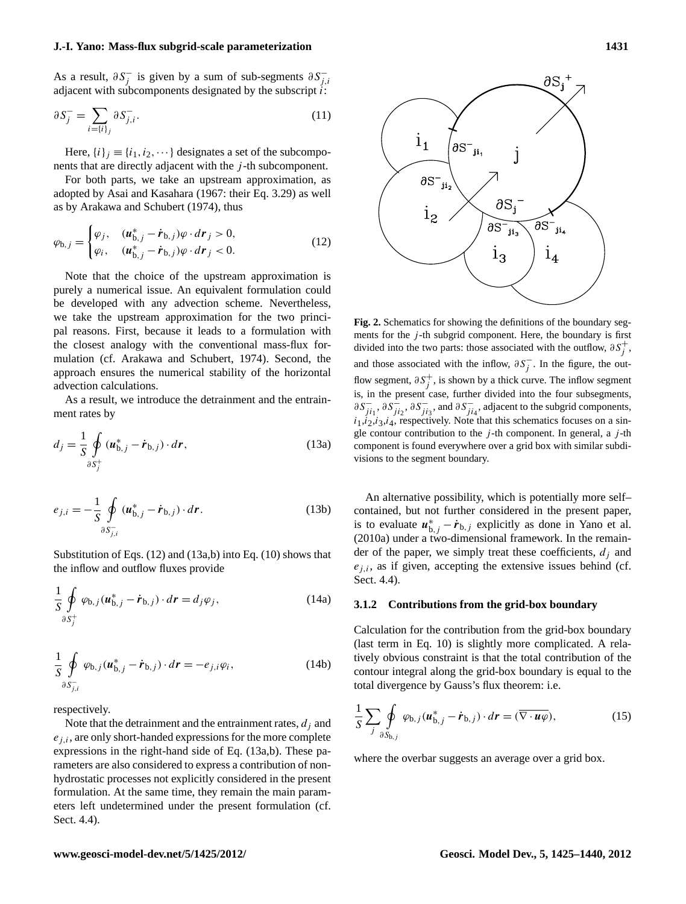As a result, $\partial S_j^-$ is given by a sum of sub-segments $\partial S_{j,i}^-$ adjacent with subcomponents designated by the subscript $i$:

$$\partial S_j^- = \sum_{i=\{i\}_j} \partial S_{j,i}^-. \tag{11}$$

Here, $\{i\}_j \equiv \{i_1, i_2, \cdots\}$ designates a set of the subcomponents that are directly adjacent with the $j$-th subcomponent.

For both parts, we take an upstream approximation, as adopted by Asai and Kasahara (1967: their Eq. 3.29) as well as by Arakawa and Schubert (1974), thus

$$\varphi_{\mathrm{b},j} = \begin{cases} \varphi_j, & (\boldsymbol{u}_{\mathrm{b},j}^* - \dot{\boldsymbol{r}}_{\mathrm{b},j})\varphi \cdot d\boldsymbol{r}_j > 0, \\ \varphi_i, & (\boldsymbol{u}_{\mathrm{b},j}^* - \dot{\boldsymbol{r}}_{\mathrm{b},j})\varphi \cdot d\boldsymbol{r}_j < 0. \end{cases} \tag{12}$$

Note that the choice of the upstream approximation is purely a numerical issue. An equivalent formulation could be developed with any advection scheme. Nevertheless, we take the upstream approximation for the two principal reasons. First, because it leads to a formulation with the closest analogy with the conventional mass-flux formulation (cf. Arakawa and Schubert, 1974). Second, the approach ensures the numerical stability of the horizontal advection calculations.

As a result, we introduce the detrainment and the entrainment rates by

$$d_j = \frac{1}{S} \oint_{\partial S_j^+} (\boldsymbol{u}_{\mathrm{b},j}^* - \dot{\boldsymbol{r}}_{\mathrm{b},j}) \cdot d\boldsymbol{r}, \tag{13a}$$

$$e_{j,i} = -\frac{1}{S} \oint_{\partial S_{j,i}^-} (\boldsymbol{u}_{\mathrm{b},j}^* - \dot{\boldsymbol{r}}_{\mathrm{b},j}) \cdot d\boldsymbol{r}. \tag{13b}$$

Substitution of Eqs. (12) and (13a,b) into Eq. (10) shows that the inflow and outflow fluxes provide

$$\frac{1}{S} \oint_{\partial S_j^+} \varphi_{\mathrm{b},j} (\boldsymbol{u}_{\mathrm{b},j}^* - \dot{\boldsymbol{r}}_{\mathrm{b},j}) \cdot d\boldsymbol{r} = d_j \varphi_j, \tag{14a}$$

$$\frac{1}{S} \oint_{\partial S_{j,i}^-} \varphi_{\mathrm{b},j} (\boldsymbol{u}_{\mathrm{b},j}^* - \dot{\boldsymbol{r}}_{\mathrm{b},j}) \cdot d\boldsymbol{r} = -e_{j,i} \varphi_i, \tag{14b}$$

respectively.

Note that the detrainment and the entrainment rates, $d_j$ and $e_{j,i}$, are only short-handed expressions for the more complete expressions in the right-hand side of Eq. (13a,b). These parameters are also considered to express a contribution of non-hydrostatic processes not explicitly considered in the present formulation. At the same time, they remain the main parameters left undetermined under the present formulation (cf. Sect. 4.4).

**Fig. 2.** Schematics for showing the definitions of the boundary segments for the $j$-th subgrid component. Here, the boundary is first divided into the two parts: those associated with the outflow, $\partial S_j^+$, and those associated with the inflow, $\partial S_j^-$. In the figure, the outflow segment, $\partial S_j^+$, is shown by a thick curve. The inflow segment is, in the present case, further divided into the four subsegments, $\partial S_{ji_1}^-$, $\partial S_{ji_2}^-$, $\partial S_{ji_3}^-$, and $\partial S_{ji_4}^-$, adjacent to the subgrid components, $i_1$,$i_2$,$i_3$,$i_4$, respectively. Note that this schematics focuses on a single contour contribution to the $j$-th component. In general, a $j$-th component is found everywhere over a grid box with similar subdivisions to the segment boundary.

An alternative possibility, which is potentially more self–contained, but not further considered in the present paper, is to evaluate $\boldsymbol{u}_{\mathrm{b},j}^* - \dot{\boldsymbol{r}}_{\mathrm{b},j}$ explicitly as done in Yano et al. (2010a) under a two-dimensional framework. In the remainder of the paper, we simply treat these coefficients, $d_j$ and $e_{j,i}$, as if given, accepting the extensive issues behind (cf. Sect. 4.4).

#### 3.1.2 Contributions from the grid-box boundary

Calculation for the contribution from the grid-box boundary (last term in Eq. 10) is slightly more complicated. A relatively obvious constraint is that the total contribution of the contour integral along the grid-box boundary is equal to the total divergence by Gauss's flux theorem: i.e.

$$\frac{1}{S} \sum_j \oint_{\partial S_{\mathrm{b},j}} \varphi_{\mathrm{b},j} (\boldsymbol{u}_{\mathrm{b},j}^* - \dot{\boldsymbol{r}}_{\mathrm{b},j}) \cdot d\boldsymbol{r} = (\overline{\nabla \cdot \boldsymbol{u}\varphi}), \tag{15}$$

where the overbar suggests an average over a grid box.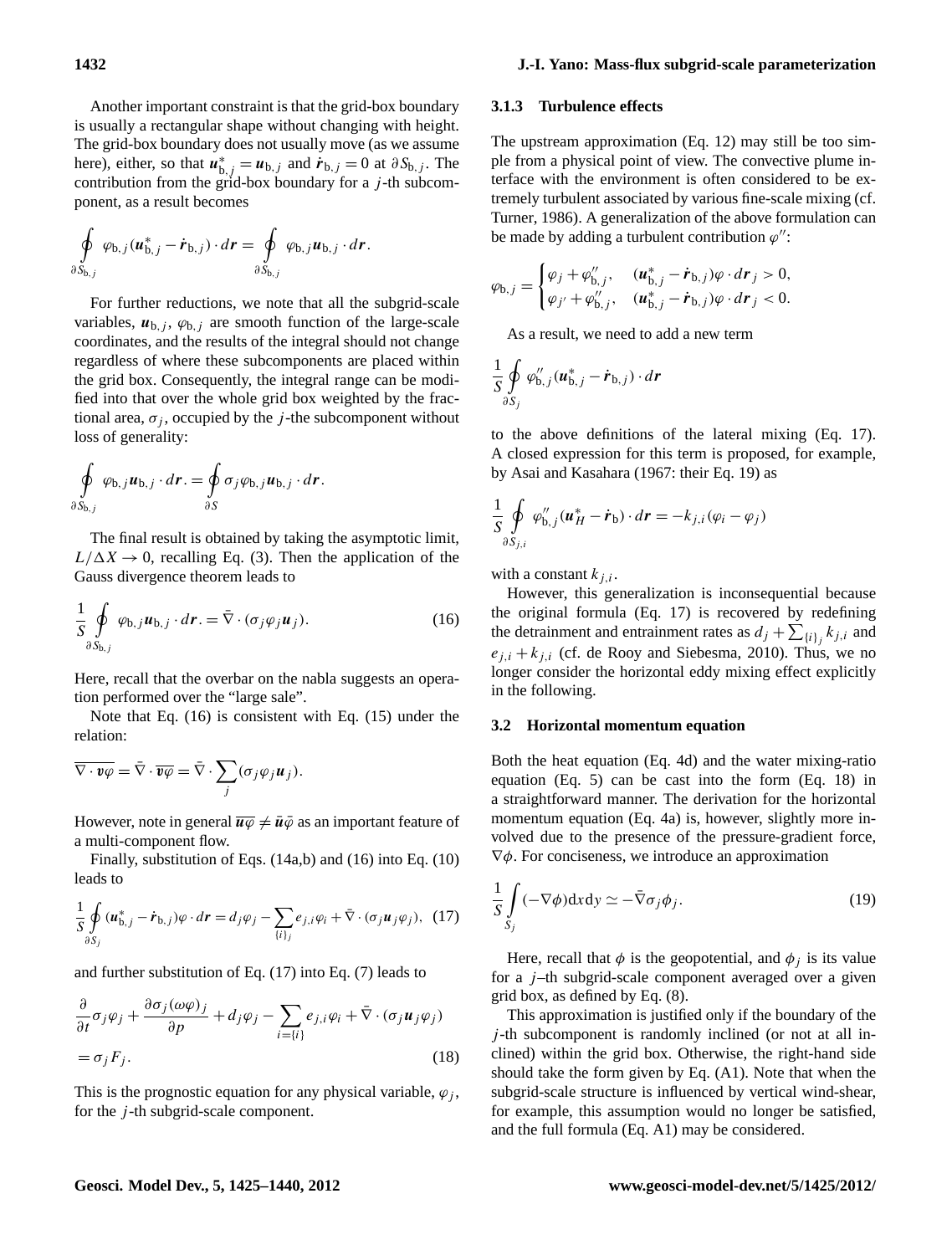Another important constraint is that the grid-box boundary is usually a rectangular shape without changing with height. The grid-box boundary does not usually move (as we assume here), either, so that $\boldsymbol{u}^*_{\mathrm{b},j} = \boldsymbol{u}_{\mathrm{b},j}$ and $\dot{\boldsymbol{r}}_{\mathrm{b},j} = 0$ at $\partial S_{\mathrm{b},j}$. The contribution from the grid-box boundary for a $j$-th subcomponent, as a result becomes

$$\oint_{\partial S_{\mathrm{b},j}} \varphi_{\mathrm{b},j}(\boldsymbol{u}^*_{\mathrm{b},j} - \dot{\boldsymbol{r}}_{\mathrm{b},j}) \cdot d\boldsymbol{r} = \oint_{\partial S_{\mathrm{b},j}} \varphi_{\mathrm{b},j}\boldsymbol{u}_{\mathrm{b},j} \cdot d\boldsymbol{r}.$$

For further reductions, we note that all the subgrid-scale variables, $\boldsymbol{u}_{\mathrm{b},j}$, $\varphi_{\mathrm{b},j}$ are smooth function of the large-scale coordinates, and the results of the integral should not change regardless of where these subcomponents are placed within the grid box. Consequently, the integral range can be modified into that over the whole grid box weighted by the fractional area, $\sigma_j$, occupied by the $j$-the subcomponent without loss of generality:

$$\oint_{\partial S_{\mathrm{b},j}} \varphi_{\mathrm{b},j}\boldsymbol{u}_{\mathrm{b},j} \cdot d\boldsymbol{r}. = \oint_{\partial S} \sigma_j \varphi_{\mathrm{b},j}\boldsymbol{u}_{\mathrm{b},j} \cdot d\boldsymbol{r}.$$

The final result is obtained by taking the asymptotic limit, $L/\Delta X \to 0$, recalling Eq. (3). Then the application of the Gauss divergence theorem leads to

$$\frac{1}{S}\oint_{\partial S_{\mathrm{b},j}} \varphi_{\mathrm{b},j}\boldsymbol{u}_{\mathrm{b},j} \cdot d\boldsymbol{r}. = \bar{\nabla} \cdot (\sigma_j \varphi_j \boldsymbol{u}_j). \tag{16}$$

Here, recall that the overbar on the nabla suggests an operation performed over the "large sale".

Note that Eq. (16) is consistent with Eq. (15) under the relation:

$$\overline{\nabla \cdot \boldsymbol{v}\varphi} = \bar{\nabla} \cdot \overline{\boldsymbol{v}\varphi} = \bar{\nabla} \cdot \sum_j (\sigma_j \varphi_j \boldsymbol{u}_j).$$

However, note in general $\overline{\boldsymbol{u}\varphi} \neq \bar{\boldsymbol{u}}\bar{\varphi}$ as an important feature of a multi-component flow.

Finally, substitution of Eqs. (14a,b) and (16) into Eq. (10) leads to

$$\frac{1}{S}\oint_{\partial S_j} (\boldsymbol{u}^*_{\mathrm{b},j} - \dot{\boldsymbol{r}}_{\mathrm{b},j})\varphi \cdot d\boldsymbol{r} = d_j\varphi_j - \sum_{\{i\}_j} e_{j,i}\varphi_i + \bar{\nabla} \cdot (\sigma_j \boldsymbol{u}_j \varphi_j), \tag{17}$$

and further substitution of Eq. (17) into Eq. (7) leads to

$$\frac{\partial}{\partial t}\sigma_j\varphi_j + \frac{\partial \sigma_j(\omega\varphi)_j}{\partial p} + d_j\varphi_j - \sum_{i=\{i\}} e_{j,i}\varphi_i + \bar{\nabla} \cdot (\sigma_j \boldsymbol{u}_j \varphi_j)$$
$$= \sigma_j F_j. \tag{18}$$

This is the prognostic equation for any physical variable, $\varphi_j$, for the $j$-th subgrid-scale component.

### 3.1.3 Turbulence effects

The upstream approximation (Eq. 12) may still be too simple from a physical point of view. The convective plume interface with the environment is often considered to be extremely turbulent associated by various fine-scale mixing (cf. Turner, 1986). A generalization of the above formulation can be made by adding a turbulent contribution $\varphi''$:

$$\varphi_{\mathrm{b},j} = \begin{cases} \varphi_j + \varphi''_{\mathrm{b},j}, & (\boldsymbol{u}^*_{\mathrm{b},j} - \dot{\boldsymbol{r}}_{\mathrm{b},j})\varphi \cdot d\boldsymbol{r}_j > 0, \\ \varphi_{j'} + \varphi''_{\mathrm{b},j}, & (\boldsymbol{u}^*_{\mathrm{b},j} - \dot{\boldsymbol{r}}_{\mathrm{b},j})\varphi \cdot d\boldsymbol{r}_j < 0. \end{cases}$$

As a result, we need to add a new term

$$\frac{1}{S}\oint_{\partial S_j} \varphi''_{\mathrm{b},j}(\boldsymbol{u}^*_{\mathrm{b},j} - \dot{\boldsymbol{r}}_{\mathrm{b},j}) \cdot d\boldsymbol{r}$$

to the above definitions of the lateral mixing (Eq. 17). A closed expression for this term is proposed, for example, by Asai and Kasahara (1967: their Eq. 19) as

$$\frac{1}{S}\oint_{\partial S_{j,i}} \varphi''_{\mathrm{b},j}(\boldsymbol{u}^*_H - \dot{\boldsymbol{r}}_{\mathrm{b}}) \cdot d\boldsymbol{r} = -k_{j,i}(\varphi_i - \varphi_j)$$

with a constant $k_{j,i}$.

However, this generalization is inconsequential because the original formula (Eq. 17) is recovered by redefining the detrainment and entrainment rates as $d_j + \sum_{\{i\}_j} k_{j,i}$ and $e_{j,i} + k_{j,i}$ (cf. de Rooy and Siebesma, 2010). Thus, we no longer consider the horizontal eddy mixing effect explicitly in the following.

## 3.2 Horizontal momentum equation

Both the heat equation (Eq. 4d) and the water mixing-ratio equation (Eq. 5) can be cast into the form (Eq. 18) in a straightforward manner. The derivation for the horizontal momentum equation (Eq. 4a) is, however, slightly more involved due to the presence of the pressure-gradient force, $\nabla\phi$. For conciseness, we introduce an approximation

$$\frac{1}{S}\int_{S_j} (-\nabla\phi)\mathrm{d}x\mathrm{d}y \simeq -\bar{\nabla}\sigma_j\phi_j. \tag{19}$$

Here, recall that $\phi$ is the geopotential, and $\phi_j$ is its value for a $j$–th subgrid-scale component averaged over a given grid box, as defined by Eq. (8).

This approximation is justified only if the boundary of the $j$-th subcomponent is randomly inclined (or not at all inclined) within the grid box. Otherwise, the right-hand side should take the form given by Eq. (A1). Note that when the subgrid-scale structure is influenced by vertical wind-shear, for example, this assumption would no longer be satisfied, and the full formula (Eq. A1) may be considered.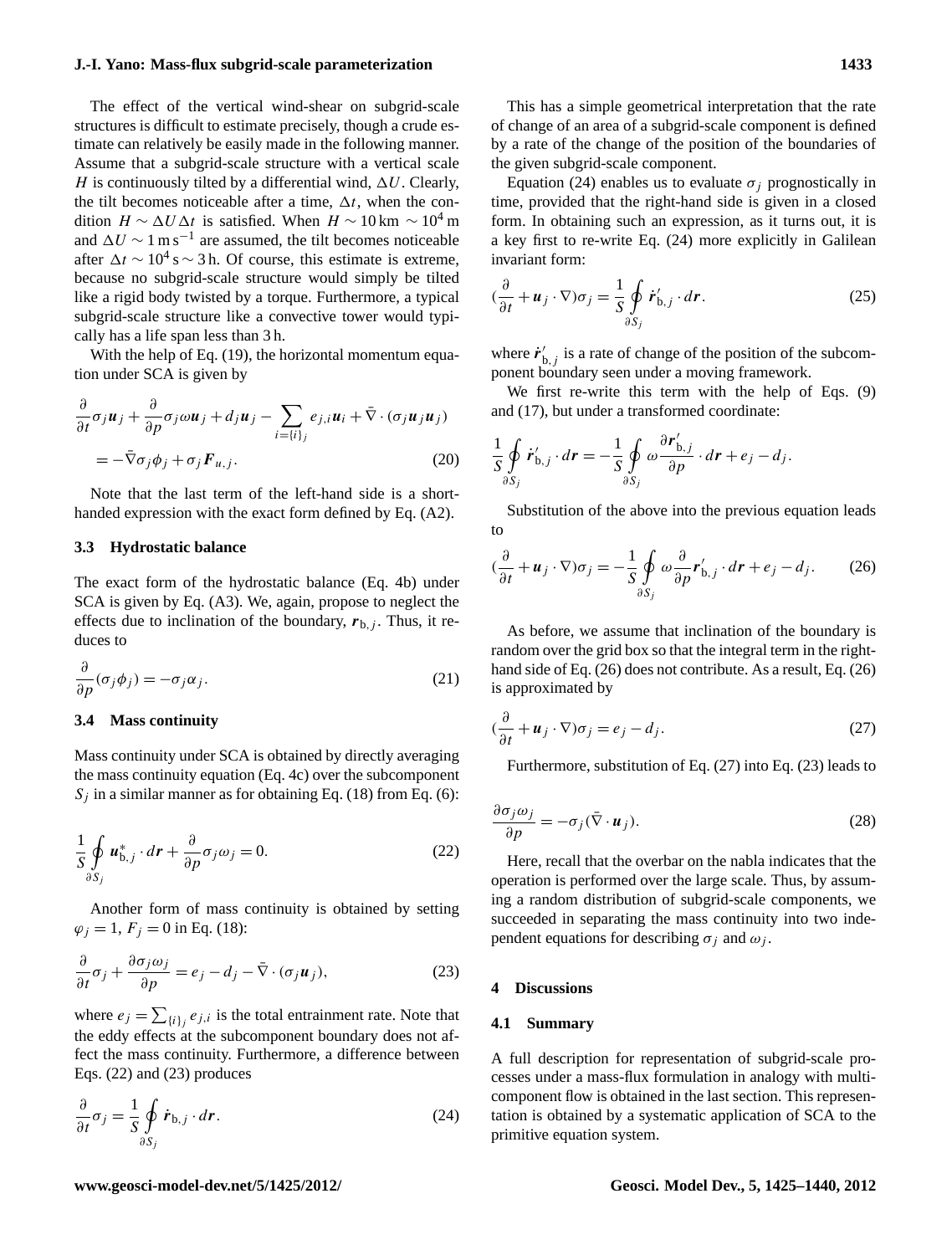The effect of the vertical wind-shear on subgrid-scale structures is difficult to estimate precisely, though a crude estimate can relatively be easily made in the following manner. Assume that a subgrid-scale structure with a vertical scale $H$ is continuously tilted by a differential wind, $\Delta U$. Clearly, the tilt becomes noticeable after a time, $\Delta t$, when the condition $H \sim \Delta U \Delta t$ is satisfied. When $H \sim 10\,\mathrm{km} \sim 10^4\,\mathrm{m}$ and $\Delta U \sim 1\,\mathrm{m\,s^{-1}}$ are assumed, the tilt becomes noticeable after $\Delta t \sim 10^4\,\mathrm{s} \sim 3\,\mathrm{h}$. Of course, this estimate is extreme, because no subgrid-scale structure would simply be tilted like a rigid body twisted by a torque. Furthermore, a typical subgrid-scale structure like a convective tower would typically has a life span less than 3 h.

With the help of Eq. (19), the horizontal momentum equation under SCA is given by

$$\frac{\partial}{\partial t}\sigma_j \boldsymbol{u}_j + \frac{\partial}{\partial p}\sigma_j \omega \boldsymbol{u}_j + d_j \boldsymbol{u}_j - \sum_{i=\{i\}_j} e_{j,i}\boldsymbol{u}_i + \bar{\nabla}\cdot(\sigma_j \boldsymbol{u}_j \boldsymbol{u}_j)$$
$$= -\bar{\nabla}\sigma_j \phi_j + \sigma_j \boldsymbol{F}_{u,j}. \tag{20}$$

Note that the last term of the left-hand side is a short-handed expression with the exact form defined by Eq. (A2).

### 3.3 Hydrostatic balance

The exact form of the hydrostatic balance (Eq. 4b) under SCA is given by Eq. (A3). We, again, propose to neglect the effects due to inclination of the boundary, $\boldsymbol{r}_{\mathrm{b},j}$. Thus, it reduces to

$$\frac{\partial}{\partial p}(\sigma_j \phi_j) = -\sigma_j \alpha_j. \tag{21}$$

### 3.4 Mass continuity

Mass continuity under SCA is obtained by directly averaging the mass continuity equation (Eq. 4c) over the subcomponent $S_j$ in a similar manner as for obtaining Eq. (18) from Eq. (6):

$$\frac{1}{S}\oint_{\partial S_j} \boldsymbol{u}^*_{\mathrm{b},j}\cdot d\boldsymbol{r} + \frac{\partial}{\partial p}\sigma_j \omega_j = 0. \tag{22}$$

Another form of mass continuity is obtained by setting $\varphi_j = 1$, $F_j = 0$ in Eq. (18):

$$\frac{\partial}{\partial t}\sigma_j + \frac{\partial \sigma_j \omega_j}{\partial p} = e_j - d_j - \bar{\nabla}\cdot(\sigma_j \boldsymbol{u}_j), \tag{23}$$

where $e_j = \sum_{\{i\}_j} e_{j,i}$ is the total entrainment rate. Note that the eddy effects at the subcomponent boundary does not affect the mass continuity. Furthermore, a difference between Eqs. (22) and (23) produces

$$\frac{\partial}{\partial t}\sigma_j = \frac{1}{S}\oint_{\partial S_j} \dot{\boldsymbol{r}}_{\mathrm{b},j}\cdot d\boldsymbol{r}. \tag{24}$$

This has a simple geometrical interpretation that the rate of change of an area of a subgrid-scale component is defined by a rate of the change of the position of the boundaries of the given subgrid-scale component.

Equation (24) enables us to evaluate $\sigma_j$ prognostically in time, provided that the right-hand side is given in a closed form. In obtaining such an expression, as it turns out, it is a key first to re-write Eq. (24) more explicitly in Galilean invariant form:

$$\left(\frac{\partial}{\partial t} + \boldsymbol{u}_j\cdot\nabla\right)\sigma_j = \frac{1}{S}\oint_{\partial S_j} \dot{\boldsymbol{r}}'_{\mathrm{b},j}\cdot d\boldsymbol{r}. \tag{25}$$

where $\dot{\boldsymbol{r}}'_{\mathrm{b},j}$ is a rate of change of the position of the subcomponent boundary seen under a moving framework.

We first re-write this term with the help of Eqs. (9) and (17), but under a transformed coordinate:

$$\frac{1}{S}\oint_{\partial S_j} \dot{\boldsymbol{r}}'_{\mathrm{b},j}\cdot d\boldsymbol{r} = -\frac{1}{S}\oint_{\partial S_j} \omega \frac{\partial \boldsymbol{r}'_{\mathrm{b},j}}{\partial p}\cdot d\boldsymbol{r} + e_j - d_j.$$

Substitution of the above into the previous equation leads to

$$\left(\frac{\partial}{\partial t} + \boldsymbol{u}_j\cdot\nabla\right)\sigma_j = -\frac{1}{S}\oint_{\partial S_j} \omega \frac{\partial}{\partial p}\boldsymbol{r}'_{\mathrm{b},j}\cdot d\boldsymbol{r} + e_j - d_j. \tag{26}$$

As before, we assume that inclination of the boundary is random over the grid box so that the integral term in the right-hand side of Eq. (26) does not contribute. As a result, Eq. (26) is approximated by

$$\left(\frac{\partial}{\partial t} + \boldsymbol{u}_j\cdot\nabla\right)\sigma_j = e_j - d_j. \tag{27}$$

Furthermore, substitution of Eq. (27) into Eq. (23) leads to

$$\frac{\partial \sigma_j \omega_j}{\partial p} = -\sigma_j(\bar{\nabla}\cdot\boldsymbol{u}_j). \tag{28}$$

Here, recall that the overbar on the nabla indicates that the operation is performed over the large scale. Thus, by assuming a random distribution of subgrid-scale components, we succeeded in separating the mass continuity into two independent equations for describing $\sigma_j$ and $\omega_j$.

## 4 Discussions

### 4.1 Summary

A full description for representation of subgrid-scale processes under a mass-flux formulation in analogy with multi-component flow is obtained in the last section. This representation is obtained by a systematic application of SCA to the primitive equation system.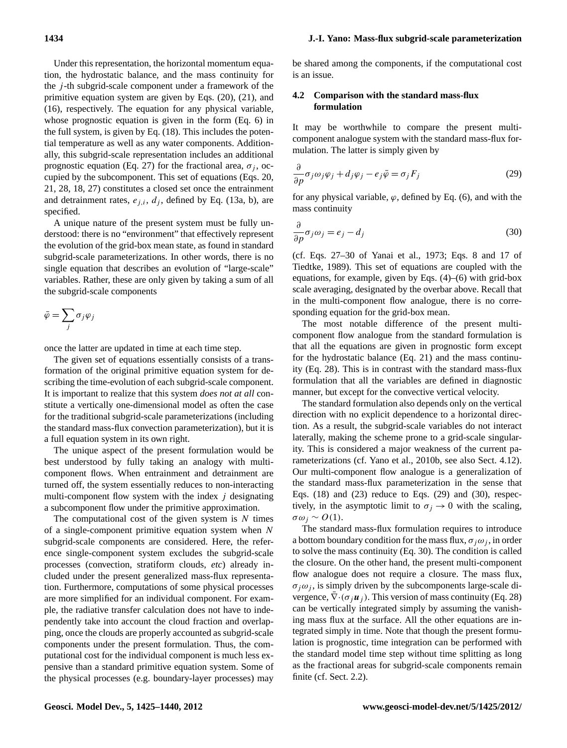Under this representation, the horizontal momentum equation, the hydrostatic balance, and the mass continuity for the $j$-th subgrid-scale component under a framework of the primitive equation system are given by Eqs. (20), (21), and (16), respectively. The equation for any physical variable, whose prognostic equation is given in the form (Eq. 6) in the full system, is given by Eq. (18). This includes the potential temperature as well as any water components. Additionally, this subgrid-scale representation includes an additional prognostic equation (Eq. 27) for the fractional area, $\sigma_j$, occupied by the subcomponent. This set of equations (Eqs. 20, 21, 28, 18, 27) constitutes a closed set once the entrainment and detrainment rates, $e_{j,i}$, $d_j$, defined by Eq. (13a, b), are specified.

A unique nature of the present system must be fully understood: there is no "environment" that effectively represent the evolution of the grid-box mean state, as found in standard subgrid-scale parameterizations. In other words, there is no single equation that describes an evolution of "large-scale" variables. Rather, these are only given by taking a sum of all the subgrid-scale components

$$\bar{\varphi} = \sum_j \sigma_j \varphi_j$$

once the latter are updated in time at each time step.

The given set of equations essentially consists of a transformation of the original primitive equation system for describing the time-evolution of each subgrid-scale component. It is important to realize that this system *does not at all* constitute a vertically one-dimensional model as often the case for the traditional subgrid-scale parameterizations (including the standard mass-flux convection parameterization), but it is a full equation system in its own right.

The unique aspect of the present formulation would be best understood by fully taking an analogy with multi-component flows. When entrainment and detrainment are turned off, the system essentially reduces to non-interacting multi-component flow system with the index $j$ designating a subcomponent flow under the primitive approximation.

The computational cost of the given system is $N$ times of a single-component primitive equation system when $N$ subgrid-scale components are considered. Here, the reference single-component system excludes the subgrid-scale processes (convection, stratiform clouds, *etc*) already included under the present generalized mass-flux representation. Furthermore, computations of some physical processes are more simplified for an individual component. For example, the radiative transfer calculation does not have to independently take into account the cloud fraction and overlapping, once the clouds are properly accounted as subgrid-scale components under the present formulation. Thus, the computational cost for the individual component is much less expensive than a standard primitive equation system. Some of the physical processes (e.g. boundary-layer processes) may be shared among the components, if the computational cost is an issue.

### 4.2 Comparison with the standard mass-flux formulation

It may be worthwhile to compare the present multi-component analogue system with the standard mass-flux formulation. The latter is simply given by

$$\frac{\partial}{\partial p}\sigma_j \omega_j \varphi_j + d_j \varphi_j - e_j \bar{\varphi} = \sigma_j F_j \tag{29}$$

for any physical variable, $\varphi$, defined by Eq. (6), and with the mass continuity

$$\frac{\partial}{\partial p}\sigma_j \omega_j = e_j - d_j \tag{30}$$

(cf. Eqs. 27–30 of Yanai et al., 1973; Eqs. 8 and 17 of Tiedtke, 1989). This set of equations are coupled with the equations, for example, given by Eqs. (4)–(6) with grid-box scale averaging, designated by the overbar above. Recall that in the multi-component flow analogue, there is no corresponding equation for the grid-box mean.

The most notable difference of the present multi-component flow analogue from the standard formulation is that all the equations are given in prognostic form except for the hydrostatic balance (Eq. 21) and the mass continuity (Eq. 28). This is in contrast with the standard mass-flux formulation that all the variables are defined in diagnostic manner, but except for the convective vertical velocity.

The standard formulation also depends only on the vertical direction with no explicit dependence to a horizontal direction. As a result, the subgrid-scale variables do not interact laterally, making the scheme prone to a grid-scale singularity. This is considered a major weakness of the current parameterizations (cf. Yano et al., 2010b, see also Sect. 4.12). Our multi-component flow analogue is a generalization of the standard mass-flux parameterization in the sense that Eqs. (18) and (23) reduce to Eqs. (29) and (30), respectively, in the asymptotic limit to $\sigma_j \to 0$ with the scaling, $\sigma\omega_j \sim O(1)$.

The standard mass-flux formulation requires to introduce a bottom boundary condition for the mass flux, $\sigma_j \omega_j$, in order to solve the mass continuity (Eq. 30). The condition is called the closure. On the other hand, the present multi-component flow analogue does not require a closure. The mass flux, $\sigma_j \omega_j$, is simply driven by the subcomponents large-scale divergence, $\bar{\nabla}\cdot(\sigma_j \boldsymbol{u}_j)$. This version of mass continuity (Eq. 28) can be vertically integrated simply by assuming the vanishing mass flux at the surface. All the other equations are integrated simply in time. Note that though the present formulation is prognostic, time integration can be performed with the standard model time step without time splitting as long as the fractional areas for subgrid-scale components remain finite (cf. Sect. 2.2).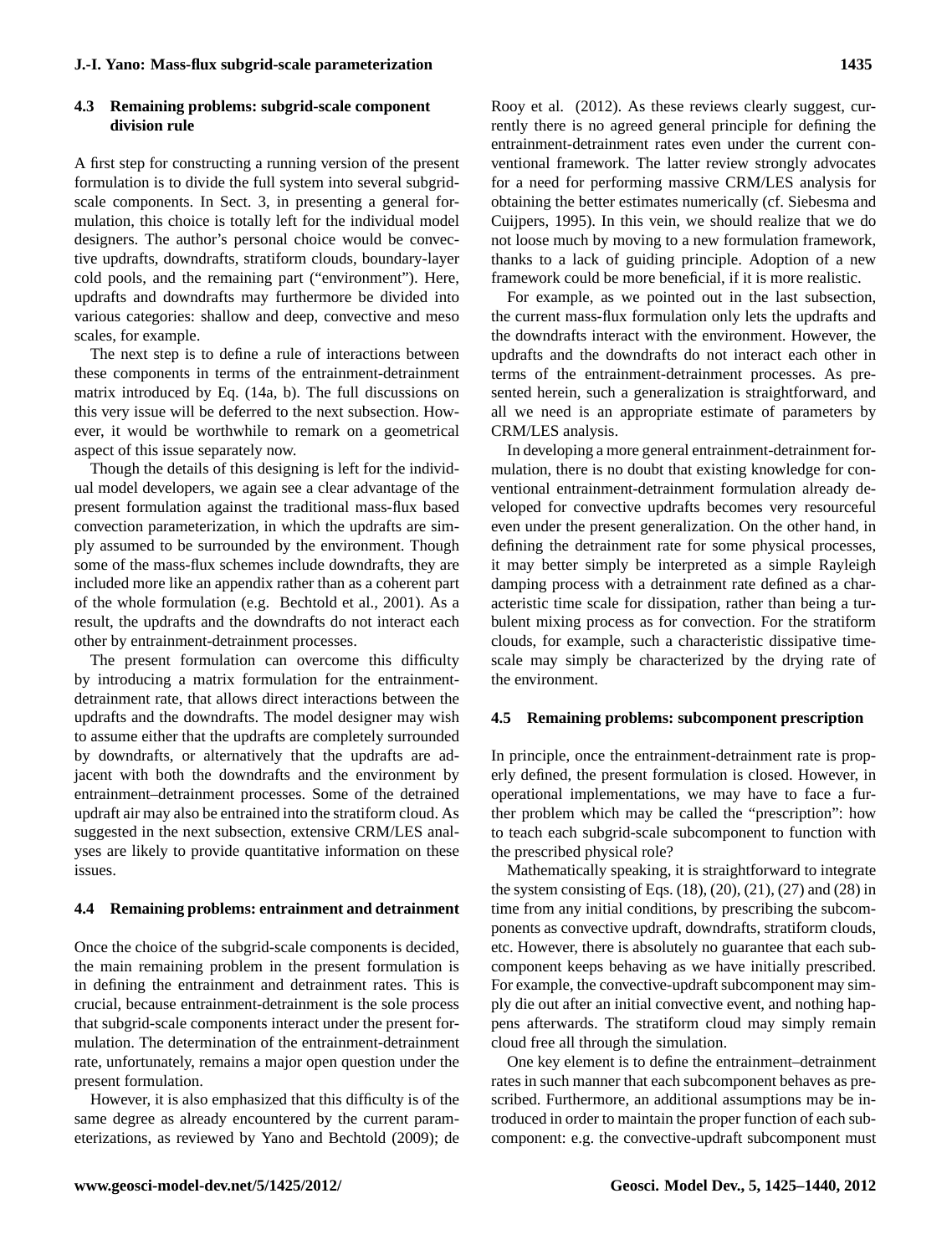### 4.3 Remaining problems: subgrid-scale component division rule

A first step for constructing a running version of the present formulation is to divide the full system into several subgrid-scale components. In Sect. 3, in presenting a general formulation, this choice is totally left for the individual model designers. The author's personal choice would be convective updrafts, downdrafts, stratiform clouds, boundary-layer cold pools, and the remaining part ("environment"). Here, updrafts and downdrafts may furthermore be divided into various categories: shallow and deep, convective and meso scales, for example.

The next step is to define a rule of interactions between these components in terms of the entrainment-detrainment matrix introduced by Eq. (14a, b). The full discussions on this very issue will be deferred to the next subsection. However, it would be worthwhile to remark on a geometrical aspect of this issue separately now.

Though the details of this designing is left for the individual model developers, we again see a clear advantage of the present formulation against the traditional mass-flux based convection parameterization, in which the updrafts are simply assumed to be surrounded by the environment. Though some of the mass-flux schemes include downdrafts, they are included more like an appendix rather than as a coherent part of the whole formulation (e.g. Bechtold et al., 2001). As a result, the updrafts and the downdrafts do not interact each other by entrainment-detrainment processes.

The present formulation can overcome this difficulty by introducing a matrix formulation for the entrainment-detrainment rate, that allows direct interactions between the updrafts and the downdrafts. The model designer may wish to assume either that the updrafts are completely surrounded by downdrafts, or alternatively that the updrafts are adjacent with both the downdrafts and the environment by entrainment–detrainment processes. Some of the detrained updraft air may also be entrained into the stratiform cloud. As suggested in the next subsection, extensive CRM/LES analyses are likely to provide quantitative information on these issues.

### 4.4 Remaining problems: entrainment and detrainment

Once the choice of the subgrid-scale components is decided, the main remaining problem in the present formulation is in defining the entrainment and detrainment rates. This is crucial, because entrainment-detrainment is the sole process that subgrid-scale components interact under the present formulation. The determination of the entrainment-detrainment rate, unfortunately, remains a major open question under the present formulation.

However, it is also emphasized that this difficulty is of the same degree as already encountered by the current parameterizations, as reviewed by Yano and Bechtold (2009); de Rooy et al. (2012). As these reviews clearly suggest, currently there is no agreed general principle for defining the entrainment-detrainment rates even under the current conventional framework. The latter review strongly advocates for a need for performing massive CRM/LES analysis for obtaining the better estimates numerically (cf. Siebesma and Cuijpers, 1995). In this vein, we should realize that we do not loose much by moving to a new formulation framework, thanks to a lack of guiding principle. Adoption of a new framework could be more beneficial, if it is more realistic.

For example, as we pointed out in the last subsection, the current mass-flux formulation only lets the updrafts and the downdrafts interact with the environment. However, the updrafts and the downdrafts do not interact each other in terms of the entrainment-detrainment processes. As presented herein, such a generalization is straightforward, and all we need is an appropriate estimate of parameters by CRM/LES analysis.

In developing a more general entrainment-detrainment formulation, there is no doubt that existing knowledge for conventional entrainment-detrainment formulation already developed for convective updrafts becomes very resourceful even under the present generalization. On the other hand, in defining the detrainment rate for some physical processes, it may better simply be interpreted as a simple Rayleigh damping process with a detrainment rate defined as a characteristic time scale for dissipation, rather than being a turbulent mixing process as for convection. For the stratiform clouds, for example, such a characteristic dissipative timescale may simply be characterized by the drying rate of the environment.

### 4.5 Remaining problems: subcomponent prescription

In principle, once the entrainment-detrainment rate is properly defined, the present formulation is closed. However, in operational implementations, we may have to face a further problem which may be called the "prescription": how to teach each subgrid-scale subcomponent to function with the prescribed physical role?

Mathematically speaking, it is straightforward to integrate the system consisting of Eqs. (18), (20), (21), (27) and (28) in time from any initial conditions, by prescribing the subcomponents as convective updraft, downdrafts, stratiform clouds, etc. However, there is absolutely no guarantee that each subcomponent keeps behaving as we have initially prescribed. For example, the convective-updraft subcomponent may simply die out after an initial convective event, and nothing happens afterwards. The stratiform cloud may simply remain cloud free all through the simulation.

One key element is to define the entrainment–detrainment rates in such manner that each subcomponent behaves as prescribed. Furthermore, an additional assumptions may be introduced in order to maintain the proper function of each subcomponent: e.g. the convective-updraft subcomponent must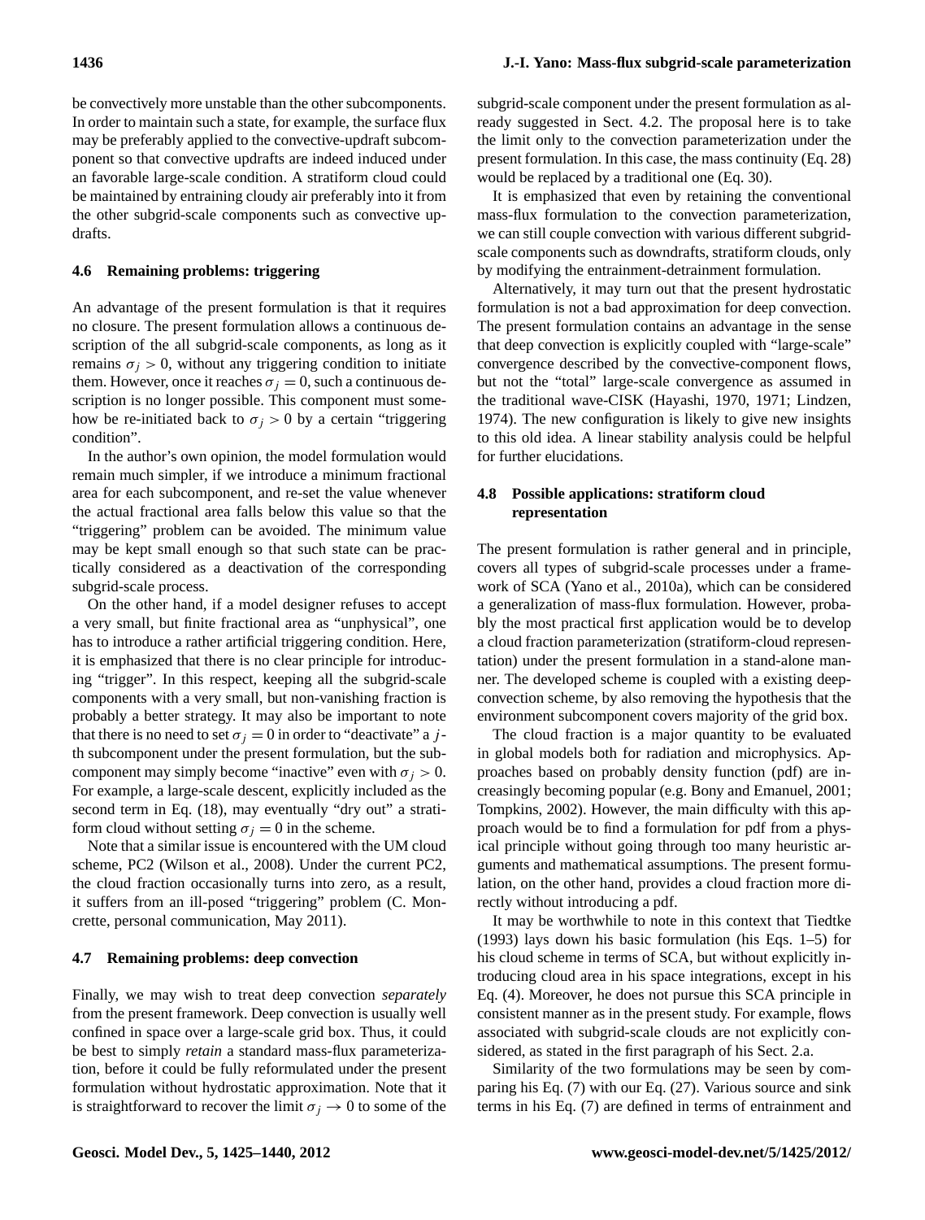be convectively more unstable than the other subcomponents. In order to maintain such a state, for example, the surface flux may be preferably applied to the convective-updraft subcomponent so that convective updrafts are indeed induced under an favorable large-scale condition. A stratiform cloud could be maintained by entraining cloudy air preferably into it from the other subgrid-scale components such as convective updrafts.

### 4.6 Remaining problems: triggering

An advantage of the present formulation is that it requires no closure. The present formulation allows a continuous description of the all subgrid-scale components, as long as it remains $\sigma_j > 0$, without any triggering condition to initiate them. However, once it reaches $\sigma_j = 0$, such a continuous description is no longer possible. This component must somehow be re-initiated back to $\sigma_j > 0$ by a certain "triggering condition".

In the author's own opinion, the model formulation would remain much simpler, if we introduce a minimum fractional area for each subcomponent, and re-set the value whenever the actual fractional area falls below this value so that the "triggering" problem can be avoided. The minimum value may be kept small enough so that such state can be practically considered as a deactivation of the corresponding subgrid-scale process.

On the other hand, if a model designer refuses to accept a very small, but finite fractional area as "unphysical", one has to introduce a rather artificial triggering condition. Here, it is emphasized that there is no clear principle for introducing "trigger". In this respect, keeping all the subgrid-scale components with a very small, but non-vanishing fraction is probably a better strategy. It may also be important to note that there is no need to set $\sigma_j = 0$ in order to "deactivate" a $j$-th subcomponent under the present formulation, but the subcomponent may simply become "inactive" even with $\sigma_j > 0$. For example, a large-scale descent, explicitly included as the second term in Eq. (18), may eventually "dry out" a stratiform cloud without setting $\sigma_j = 0$ in the scheme.

Note that a similar issue is encountered with the UM cloud scheme, PC2 (Wilson et al., 2008). Under the current PC2, the cloud fraction occasionally turns into zero, as a result, it suffers from an ill-posed "triggering" problem (C. Moncrette, personal communication, May 2011).

### 4.7 Remaining problems: deep convection

Finally, we may wish to treat deep convection *separately* from the present framework. Deep convection is usually well confined in space over a large-scale grid box. Thus, it could be best to simply *retain* a standard mass-flux parameterization, before it could be fully reformulated under the present formulation without hydrostatic approximation. Note that it is straightforward to recover the limit $\sigma_j \to 0$ to some of the subgrid-scale component under the present formulation as already suggested in Sect. 4.2. The proposal here is to take the limit only to the convection parameterization under the present formulation. In this case, the mass continuity (Eq. 28) would be replaced by a traditional one (Eq. 30).

It is emphasized that even by retaining the conventional mass-flux formulation to the convection parameterization, we can still couple convection with various different subgrid-scale components such as downdrafts, stratiform clouds, only by modifying the entrainment-detrainment formulation.

Alternatively, it may turn out that the present hydrostatic formulation is not a bad approximation for deep convection. The present formulation contains an advantage in the sense that deep convection is explicitly coupled with "large-scale" convergence described by the convective-component flows, but not the "total" large-scale convergence as assumed in the traditional wave-CISK (Hayashi, 1970, 1971; Lindzen, 1974). The new configuration is likely to give new insights to this old idea. A linear stability analysis could be helpful for further elucidations.

### 4.8 Possible applications: stratiform cloud representation

The present formulation is rather general and in principle, covers all types of subgrid-scale processes under a framework of SCA (Yano et al., 2010a), which can be considered a generalization of mass-flux formulation. However, probably the most practical first application would be to develop a cloud fraction parameterization (stratiform-cloud representation) under the present formulation in a stand-alone manner. The developed scheme is coupled with a existing deep-convection scheme, by also removing the hypothesis that the environment subcomponent covers majority of the grid box.

The cloud fraction is a major quantity to be evaluated in global models both for radiation and microphysics. Approaches based on probably density function (pdf) are increasingly becoming popular (e.g. Bony and Emanuel, 2001; Tompkins, 2002). However, the main difficulty with this approach would be to find a formulation for pdf from a physical principle without going through too many heuristic arguments and mathematical assumptions. The present formulation, on the other hand, provides a cloud fraction more directly without introducing a pdf.

It may be worthwhile to note in this context that Tiedtke (1993) lays down his basic formulation (his Eqs. 1–5) for his cloud scheme in terms of SCA, but without explicitly introducing cloud area in his space integrations, except in his Eq. (4). Moreover, he does not pursue this SCA principle in consistent manner as in the present study. For example, flows associated with subgrid-scale clouds are not explicitly considered, as stated in the first paragraph of his Sect. 2.a.

Similarity of the two formulations may be seen by comparing his Eq. (7) with our Eq. (27). Various source and sink terms in his Eq. (7) are defined in terms of entrainment and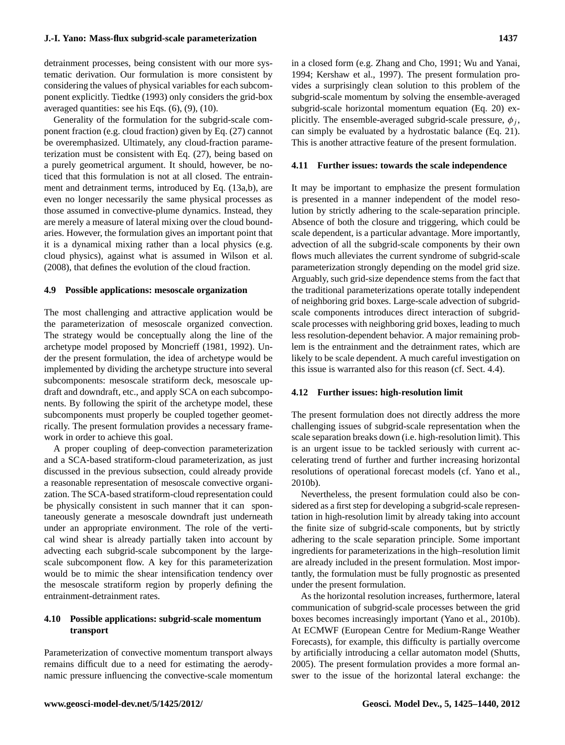detrainment processes, being consistent with our more systematic derivation. Our formulation is more consistent by considering the values of physical variables for each subcomponent explicitly. Tiedtke (1993) only considers the grid-box averaged quantities: see his Eqs. (6), (9), (10).

Generality of the formulation for the subgrid-scale component fraction (e.g. cloud fraction) given by Eq. (27) cannot be overemphasized. Ultimately, any cloud-fraction parameterization must be consistent with Eq. (27), being based on a purely geometrical argument. It should, however, be noticed that this formulation is not at all closed. The entrainment and detrainment terms, introduced by Eq. (13a,b), are even no longer necessarily the same physical processes as those assumed in convective-plume dynamics. Instead, they are merely a measure of lateral mixing over the cloud boundaries. However, the formulation gives an important point that it is a dynamical mixing rather than a local physics (e.g. cloud physics), against what is assumed in Wilson et al. (2008), that defines the evolution of the cloud fraction.

### 4.9 Possible applications: mesoscale organization

The most challenging and attractive application would be the parameterization of mesoscale organized convection. The strategy would be conceptually along the line of the archetype model proposed by Moncrieff (1981, 1992). Under the present formulation, the idea of archetype would be implemented by dividing the archetype structure into several subcomponents: mesoscale stratiform deck, mesoscale updraft and downdraft, etc., and apply SCA on each subcomponents. By following the spirit of the archetype model, these subcomponents must properly be coupled together geometrically. The present formulation provides a necessary framework in order to achieve this goal.

A proper coupling of deep-convection parameterization and a SCA-based stratiform-cloud parameterization, as just discussed in the previous subsection, could already provide a reasonable representation of mesoscale convective organization. The SCA-based stratiform-cloud representation could be physically consistent in such manner that it can spontaneously generate a mesoscale downdraft just underneath under an appropriate environment. The role of the vertical wind shear is already partially taken into account by advecting each subgrid-scale subcomponent by the large-scale subcomponent flow. A key for this parameterization would be to mimic the shear intensification tendency over the mesoscale stratiform region by properly defining the entrainment-detrainment rates.

### 4.10 Possible applications: subgrid-scale momentum transport

Parameterization of convective momentum transport always remains difficult due to a need for estimating the aerodynamic pressure influencing the convective-scale momentum in a closed form (e.g. Zhang and Cho, 1991; Wu and Yanai, 1994; Kershaw et al., 1997). The present formulation provides a surprisingly clean solution to this problem of the subgrid-scale momentum by solving the ensemble-averaged subgrid-scale horizontal momentum equation (Eq. 20) explicitly. The ensemble-averaged subgrid-scale pressure, $\phi_j$, can simply be evaluated by a hydrostatic balance (Eq. 21). This is another attractive feature of the present formulation.

### 4.11 Further issues: towards the scale independence

It may be important to emphasize the present formulation is presented in a manner independent of the model resolution by strictly adhering to the scale-separation principle. Absence of both the closure and triggering, which could be scale dependent, is a particular advantage. More importantly, advection of all the subgrid-scale components by their own flows much alleviates the current syndrome of subgrid-scale parameterization strongly depending on the model grid size. Arguably, such grid-size dependence stems from the fact that the traditional parameterizations operate totally independent of neighboring grid boxes. Large-scale advection of subgrid-scale components introduces direct interaction of subgrid-scale processes with neighboring grid boxes, leading to much less resolution-dependent behavior. A major remaining problem is the entrainment and the detrainment rates, which are likely to be scale dependent. A much careful investigation on this issue is warranted also for this reason (cf. Sect. 4.4).

### 4.12 Further issues: high-resolution limit

The present formulation does not directly address the more challenging issues of subgrid-scale representation when the scale separation breaks down (i.e. high-resolution limit). This is an urgent issue to be tackled seriously with current accelerating trend of further and further increasing horizontal resolutions of operational forecast models (cf. Yano et al., 2010b).

Nevertheless, the present formulation could also be considered as a first step for developing a subgrid-scale representation in high-resolution limit by already taking into account the finite size of subgrid-scale components, but by strictly adhering to the scale separation principle. Some important ingredients for parameterizations in the high–resolution limit are already included in the present formulation. Most importantly, the formulation must be fully prognostic as presented under the present formulation.

As the horizontal resolution increases, furthermore, lateral communication of subgrid-scale processes between the grid boxes becomes increasingly important (Yano et al., 2010b). At ECMWF (European Centre for Medium-Range Weather Forecasts), for example, this difficulty is partially overcome by artificially introducing a cellar automaton model (Shutts, 2005). The present formulation provides a more formal answer to the issue of the horizontal lateral exchange: the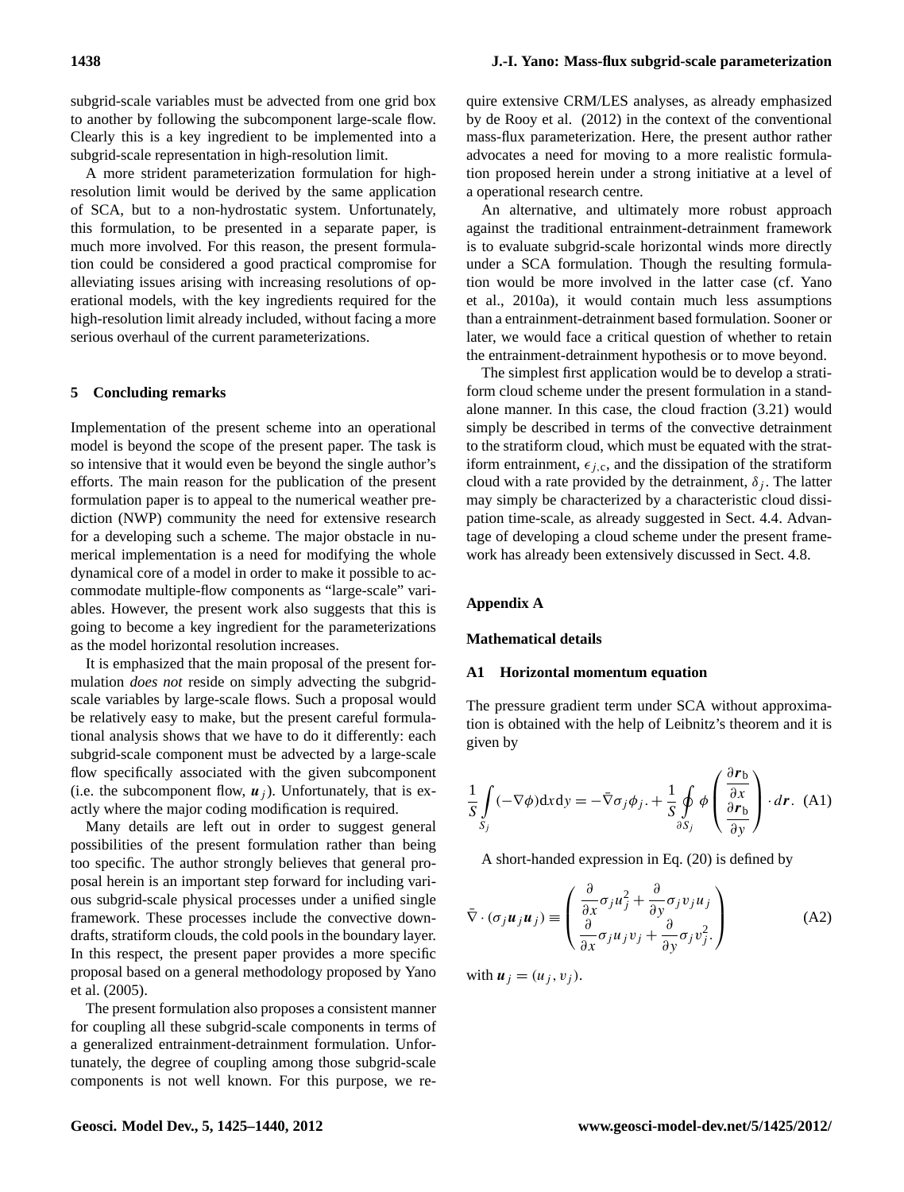subgrid-scale variables must be advected from one grid box to another by following the subcomponent large-scale flow. Clearly this is a key ingredient to be implemented into a subgrid-scale representation in high-resolution limit.

A more strident parameterization formulation for high-resolution limit would be derived by the same application of SCA, but to a non-hydrostatic system. Unfortunately, this formulation, to be presented in a separate paper, is much more involved. For this reason, the present formulation could be considered a good practical compromise for alleviating issues arising with increasing resolutions of operational models, with the key ingredients required for the high-resolution limit already included, without facing a more serious overhaul of the current parameterizations.

## 5 Concluding remarks

Implementation of the present scheme into an operational model is beyond the scope of the present paper. The task is so intensive that it would even be beyond the single author's efforts. The main reason for the publication of the present formulation paper is to appeal to the numerical weather prediction (NWP) community the need for extensive research for a developing such a scheme. The major obstacle in numerical implementation is a need for modifying the whole dynamical core of a model in order to make it possible to accommodate multiple-flow components as "large-scale" variables. However, the present work also suggests that this is going to become a key ingredient for the parameterizations as the model horizontal resolution increases.

It is emphasized that the main proposal of the present formulation *does not* reside on simply advecting the subgrid-scale variables by large-scale flows. Such a proposal would be relatively easy to make, but the present careful formulational analysis shows that we have to do it differently: each subgrid-scale component must be advected by a large-scale flow specifically associated with the given subcomponent (i.e. the subcomponent flow, $\boldsymbol{u}_j$). Unfortunately, that is exactly where the major coding modification is required.

Many details are left out in order to suggest general possibilities of the present formulation rather than being too specific. The author strongly believes that general proposal herein is an important step forward for including various subgrid-scale physical processes under a unified single framework. These processes include the convective downdrafts, stratiform clouds, the cold pools in the boundary layer. In this respect, the present paper provides a more specific proposal based on a general methodology proposed by Yano et al. (2005).

The present formulation also proposes a consistent manner for coupling all these subgrid-scale components in terms of a generalized entrainment-detrainment formulation. Unfortunately, the degree of coupling among those subgrid-scale components is not well known. For this purpose, we require extensive CRM/LES analyses, as already emphasized by de Rooy et al. (2012) in the context of the conventional mass-flux parameterization. Here, the present author rather advocates a need for moving to a more realistic formulation proposed herein under a strong initiative at a level of a operational research centre.

An alternative, and ultimately more robust approach against the traditional entrainment-detrainment framework is to evaluate subgrid-scale horizontal winds more directly under a SCA formulation. Though the resulting formulation would be more involved in the latter case (cf. Yano et al., 2010a), it would contain much less assumptions than a entrainment-detrainment based formulation. Sooner or later, we would face a critical question of whether to retain the entrainment-detrainment hypothesis or to move beyond.

The simplest first application would be to develop a stratiform cloud scheme under the present formulation in a stand-alone manner. In this case, the cloud fraction (3.21) would simply be described in terms of the convective detrainment to the stratiform cloud, which must be equated with the stratiform entrainment, $\epsilon_{j,\mathrm{c}}$, and the dissipation of the stratiform cloud with a rate provided by the detrainment, $\delta_j$. The latter may simply be characterized by a characteristic cloud dissipation time-scale, as already suggested in Sect. 4.4. Advantage of developing a cloud scheme under the present framework has already been extensively discussed in Sect. 4.8.

## Appendix A

## Mathematical details

### A1 Horizontal momentum equation

The pressure gradient term under SCA without approximation is obtained with the help of Leibnitz's theorem and it is given by

$$\frac{1}{S}\int_{S_j}(-\nabla\phi)\mathrm{d}x\mathrm{d}y = -\bar{\nabla}\sigma_j\phi_j.+\frac{1}{S}\oint_{\partial S_j}\phi\begin{pmatrix}\dfrac{\partial \boldsymbol{r}_\mathrm{b}}{\partial x}\\ \dfrac{\partial \boldsymbol{r}_\mathrm{b}}{\partial y}\end{pmatrix}\cdot d\boldsymbol{r}. \quad \text{(A1)}$$

A short-handed expression in Eq. (20) is defined by

$$\bar{\nabla}\cdot(\sigma_j\boldsymbol{u}_j\boldsymbol{u}_j) \equiv \begin{pmatrix}\dfrac{\partial}{\partial x}\sigma_j u_j^2+\dfrac{\partial}{\partial y}\sigma_j v_j u_j\\ \dfrac{\partial}{\partial x}\sigma_j u_j v_j+\dfrac{\partial}{\partial y}\sigma_j v_j^2.\end{pmatrix} \quad \text{(A2)}$$

with $\boldsymbol{u}_j=(u_j,v_j)$.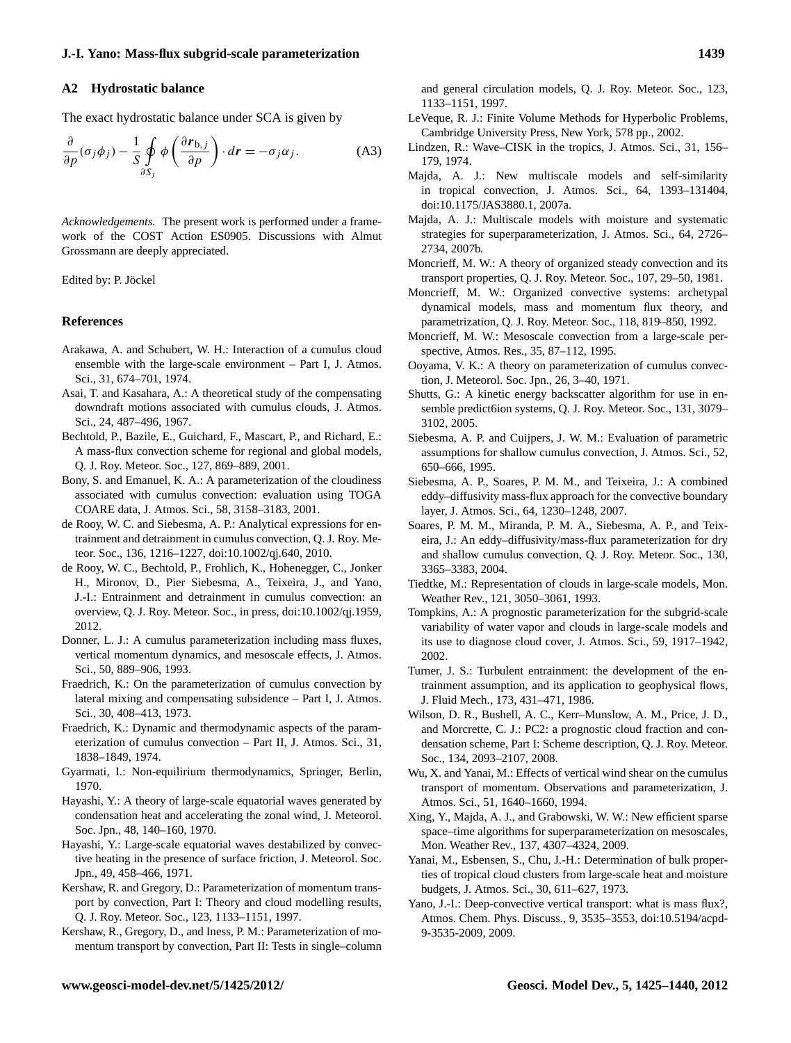### A2 Hydrostatic balance

The exact hydrostatic balance under SCA is given by

$$\frac{\partial}{\partial p}(\sigma_j \phi_j) - \frac{1}{S}\oint_{\partial S_j} \phi \left(\frac{\partial \boldsymbol{r}_{\mathrm{b},j}}{\partial p}\right) \cdot d\boldsymbol{r} = -\sigma_j \alpha_j. \quad \text{(A3)}$$

*Acknowledgements.* The present work is performed under a framework of the COST Action ES0905. Discussions with Almut Grossmann are deeply appreciated.

Edited by: P. Jöckel

## References

Arakawa, A. and Schubert, W. H.: Interaction of a cumulus cloud ensemble with the large-scale environment – Part I, J. Atmos. Sci., 31, 674–701, 1974.

Asai, T. and Kasahara, A.: A theoretical study of the compensating downdraft motions associated with cumulus clouds, J. Atmos. Sci., 24, 487–496, 1967.

Bechtold, P., Bazile, E., Guichard, F., Mascart, P., and Richard, E.: A mass-flux convection scheme for regional and global models, Q. J. Roy. Meteor. Soc., 127, 869–889, 2001.

Bony, S. and Emanuel, K. A.: A parameterization of the cloudiness associated with cumulus convection: evaluation using TOGA COARE data, J. Atmos. Sci., 58, 3158–3183, 2001.

de Rooy, W. C. and Siebesma, A. P.: Analytical expressions for entrainment and detrainment in cumulus convection, Q. J. Roy. Meteor. Soc., 136, 1216–1227, doi:10.1002/qj.640, 2010.

de Rooy, W. C., Bechtold, P., Frohlich, K., Hohenegger, C., Jonker H., Mironov, D., Pier Siebesma, A., Teixeira, J., and Yano, J.-I.: Entrainment and detrainment in cumulus convection: an overview, Q. J. Roy. Meteor. Soc., in press, doi:10.1002/qj.1959, 2012.

Donner, L. J.: A cumulus parameterization including mass fluxes, vertical momentum dynamics, and mesoscale effects, J. Atmos. Sci., 50, 889–906, 1993.

Fraedrich, K.: On the parameterization of cumulus convection by lateral mixing and compensating subsidence – Part I, J. Atmos. Sci., 30, 408–413, 1973.

Fraedrich, K.: Dynamic and thermodynamic aspects of the parameterization of cumulus convection – Part II, J. Atmos. Sci., 31, 1838–1849, 1974.

Gyarmati, I.: Non-equilibrium thermodynamics, Springer, Berlin, 1970.

Hayashi, Y.: A theory of large-scale equatorial waves generated by condensation heat and accelerating the zonal wind, J. Meteorol. Soc. Jpn., 48, 140–160, 1970.

Hayashi, Y.: Large-scale equatorial waves destabilized by convective heating in the presence of surface friction, J. Meteorol. Soc. Jpn., 49, 458–466, 1971.

Kershaw, R. and Gregory, D.: Parameterization of momentum transport by convection, Part I: Theory and cloud modelling results, Q. J. Roy. Meteor. Soc., 123, 1133–1151, 1997.

Kershaw, R., Gregory, D., and Iness, P. M.: Parameterization of momentum transport by convection, Part II: Tests in single–column and general circulation models, Q. J. Roy. Meteor. Soc., 123, 1133–1151, 1997.

LeVeque, R. J.: Finite Volume Methods for Hyperbolic Problems, Cambridge University Press, New York, 578 pp., 2002.

Lindzen, R.: Wave–CISK in the tropics, J. Atmos. Sci., 31, 156–179, 1974.

Majda, A. J.: New multiscale models and self-similarity in tropical convection, J. Atmos. Sci., 64, 1393–131404, doi:10.1175/JAS3880.1, 2007a.

Majda, A. J.: Multiscale models with moisture and systematic strategies for superparameterization, J. Atmos. Sci., 64, 2726–2734, 2007b.

Moncrieff, M. W.: A theory of organized steady convection and its transport properties, Q. J. Roy. Meteor. Soc., 107, 29–50, 1981.

Moncrieff, M. W.: Organized convective systems: archetypal dynamical models, mass and momentum flux theory, and parametrization, Q. J. Roy. Meteor. Soc., 118, 819–850, 1992.

Moncrieff, M. W.: Mesoscale convection from a large-scale perspective, Atmos. Res., 35, 87–112, 1995.

Ooyama, V. K.: A theory on parameterization of cumulus convection, J. Meteorol. Soc. Jpn., 26, 3–40, 1971.

Shutts, G.: A kinetic energy backscatter algorithm for use in ensemble predict6ion systems, Q. J. Roy. Meteor. Soc., 131, 3079–3102, 2005.

Siebesma, A. P. and Cuijpers, J. W. M.: Evaluation of parametric assumptions for shallow cumulus convection, J. Atmos. Sci., 52, 650–666, 1995.

Siebesma, A. P., Soares, P. M. M., and Teixeira, J.: A combined eddy–diffusivity mass-flux approach for the convective boundary layer, J. Atmos. Sci., 64, 1230–1248, 2007.

Soares, P. M. M., Miranda, P. M. A., Siebesma, A. P., and Teixeira, J.: An eddy–diffusivity/mass-flux parameterization for dry and shallow cumulus convection, Q. J. Roy. Meteor. Soc., 130, 3365–3383, 2004.

Tiedtke, M.: Representation of clouds in large-scale models, Mon. Weather Rev., 121, 3050–3061, 1993.

Tompkins, A.: A prognostic parameterization for the subgrid-scale variability of water vapor and clouds in large-scale models and its use to diagnose cloud cover, J. Atmos. Sci., 59, 1917–1942, 2002.

Turner, J. S.: Turbulent entrainment: the development of the entrainment assumption, and its application to geophysical flows, J. Fluid Mech., 173, 431–471, 1986.

Wilson, D. R., Bushell, A. C., Kerr–Munslow, A. M., Price, J. D., and Morcrette, C. J.: PC2: a prognostic cloud fraction and condensation scheme, Part I: Scheme description, Q. J. Roy. Meteor. Soc., 134, 2093–2107, 2008.

Wu, X. and Yanai, M.: Effects of vertical wind shear on the cumulus transport of momentum. Observations and parameterization, J. Atmos. Sci., 51, 1640–1660, 1994.

Xing, Y., Majda, A. J., and Grabowski, W. W.: New efficient sparse space–time algorithms for superparameterization on mesoscales, Mon. Weather Rev., 137, 4307–4324, 2009.

Yanai, M., Esbensen, S., Chu, J.-H.: Determination of bulk properties of tropical cloud clusters from large-scale heat and moisture budgets, J. Atmos. Sci., 30, 611–627, 1973.

Yano, J.-I.: Deep-convective vertical transport: what is mass flux?, Atmos. Chem. Phys. Discuss., 9, 3535–3553, doi:10.5194/acpd-9-3535-2009, 2009.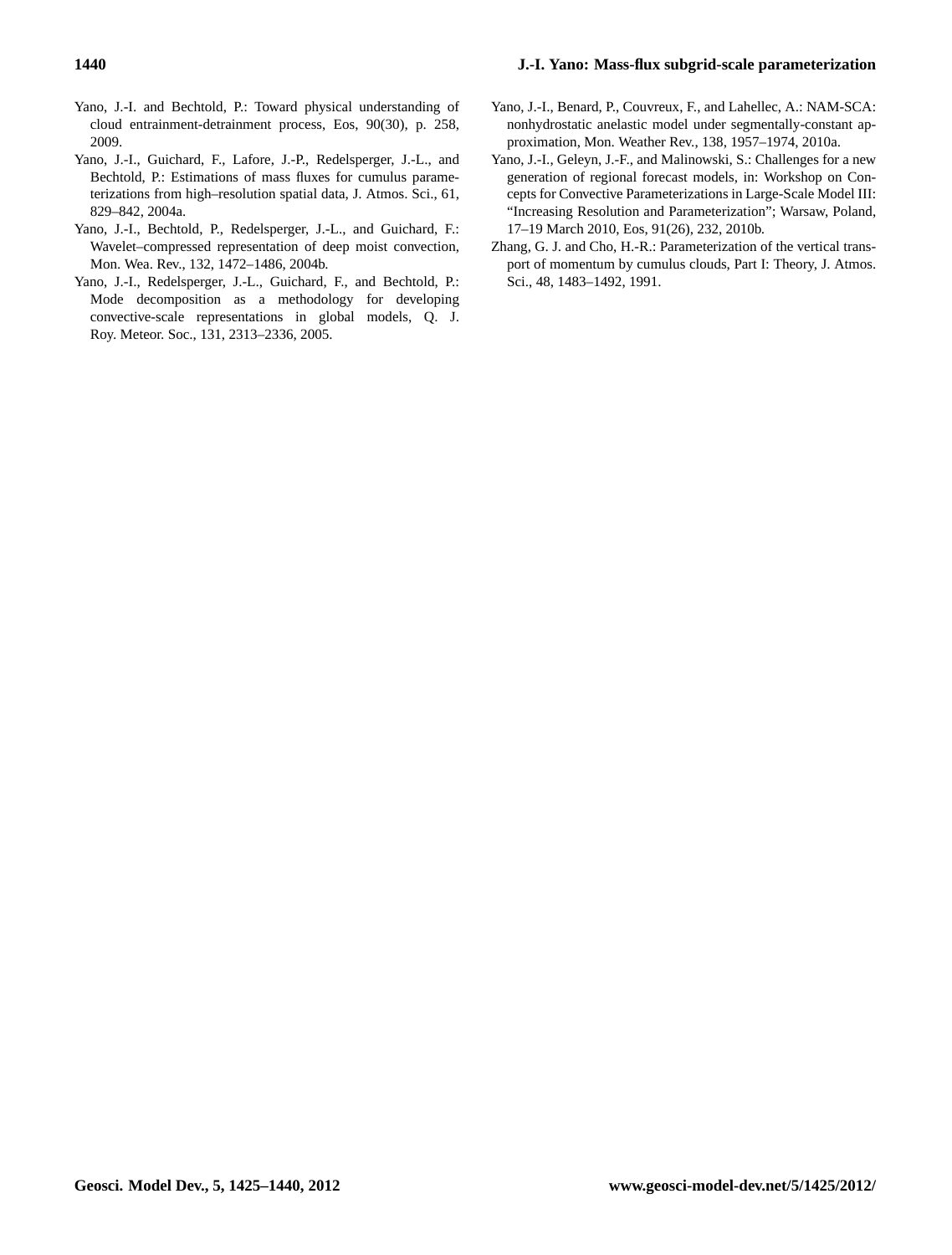Yano, J.-I. and Bechtold, P.: Toward physical understanding of cloud entrainment-detrainment process, Eos, 90(30), p. 258, 2009.

Yano, J.-I., Guichard, F., Lafore, J.-P., Redelsperger, J.-L., and Bechtold, P.: Estimations of mass fluxes for cumulus parameterizations from high–resolution spatial data, J. Atmos. Sci., 61, 829–842, 2004a.

Yano, J.-I., Bechtold, P., Redelsperger, J.-L., and Guichard, F.: Wavelet–compressed representation of deep moist convection, Mon. Wea. Rev., 132, 1472–1486, 2004b.

Yano, J.-I., Redelsperger, J.-L., Guichard, F., and Bechtold, P.: Mode decomposition as a methodology for developing convective-scale representations in global models, Q. J. Roy. Meteor. Soc., 131, 2313–2336, 2005.

Yano, J.-I., Benard, P., Couvreux, F., and Lahellec, A.: NAM-SCA: nonhydrostatic anelastic model under segmentally-constant approximation, Mon. Weather Rev., 138, 1957–1974, 2010a.

Yano, J.-I., Geleyn, J.-F., and Malinowski, S.: Challenges for a new generation of regional forecast models, in: Workshop on Concepts for Convective Parameterizations in Large-Scale Model III: "Increasing Resolution and Parameterization"; Warsaw, Poland, 17–19 March 2010, Eos, 91(26), 232, 2010b.

Zhang, G. J. and Cho, H.-R.: Parameterization of the vertical transport of momentum by cumulus clouds, Part I: Theory, J. Atmos. Sci., 48, 1483–1492, 1991.